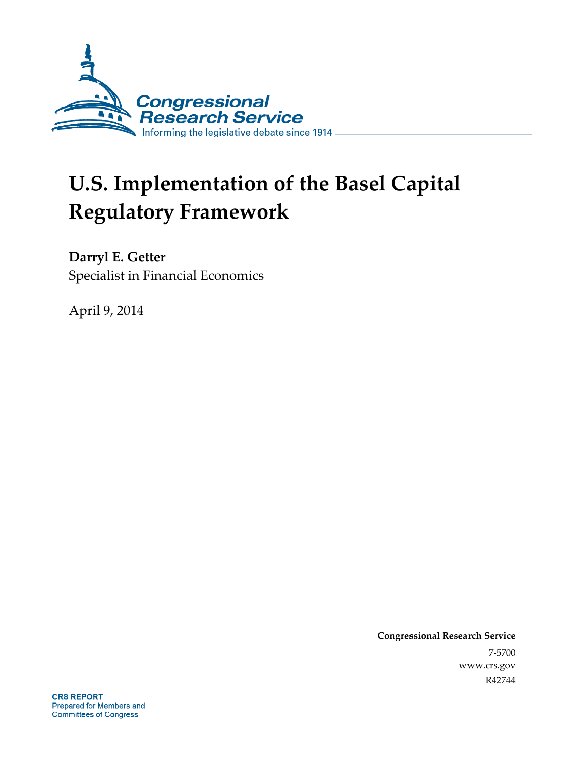Congressional Research Service

Informing the legislative debate since 1914

# U.S. Implementation of the Basel Capital Regulatory Framework

**Darryl E. Getter**

Specialist in Financial Economics

April 9, 2014

**Congressional Research Service**

7-5700

www.crs.gov

R42744

**CRS REPORT**

Prepared for Members and Committees of Congress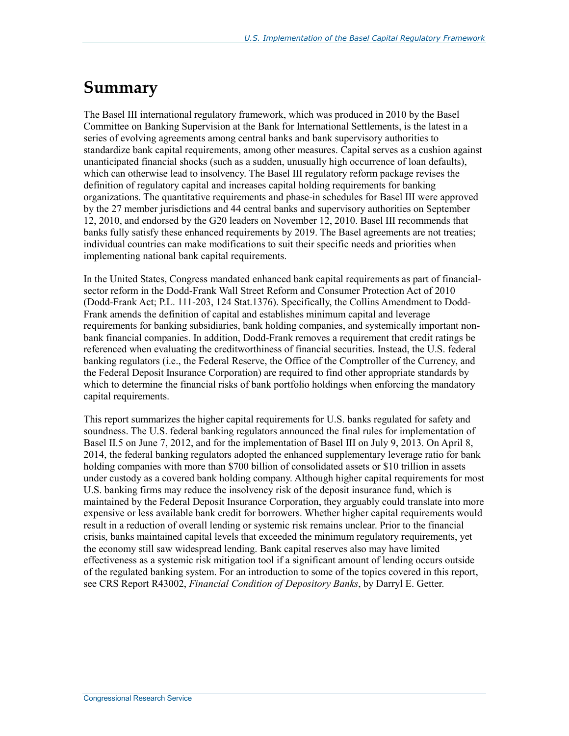# Summary

The Basel III international regulatory framework, which was produced in 2010 by the Basel Committee on Banking Supervision at the Bank for International Settlements, is the latest in a series of evolving agreements among central banks and bank supervisory authorities to standardize bank capital requirements, among other measures. Capital serves as a cushion against unanticipated financial shocks (such as a sudden, unusually high occurrence of loan defaults), which can otherwise lead to insolvency. The Basel III regulatory reform package revises the definition of regulatory capital and increases capital holding requirements for banking organizations. The quantitative requirements and phase-in schedules for Basel III were approved by the 27 member jurisdictions and 44 central banks and supervisory authorities on September 12, 2010, and endorsed by the G20 leaders on November 12, 2010. Basel III recommends that banks fully satisfy these enhanced requirements by 2019. The Basel agreements are not treaties; individual countries can make modifications to suit their specific needs and priorities when implementing national bank capital requirements.

In the United States, Congress mandated enhanced bank capital requirements as part of financial-sector reform in the Dodd-Frank Wall Street Reform and Consumer Protection Act of 2010 (Dodd-Frank Act; P.L. 111-203, 124 Stat.1376). Specifically, the Collins Amendment to Dodd-Frank amends the definition of capital and establishes minimum capital and leverage requirements for banking subsidiaries, bank holding companies, and systemically important non-bank financial companies. In addition, Dodd-Frank removes a requirement that credit ratings be referenced when evaluating the creditworthiness of financial securities. Instead, the U.S. federal banking regulators (i.e., the Federal Reserve, the Office of the Comptroller of the Currency, and the Federal Deposit Insurance Corporation) are required to find other appropriate standards by which to determine the financial risks of bank portfolio holdings when enforcing the mandatory capital requirements.

This report summarizes the higher capital requirements for U.S. banks regulated for safety and soundness. The U.S. federal banking regulators announced the final rules for implementation of Basel II.5 on June 7, 2012, and for the implementation of Basel III on July 9, 2013. On April 8, 2014, the federal banking regulators adopted the enhanced supplementary leverage ratio for bank holding companies with more than $700 billion of consolidated assets or $10 trillion in assets under custody as a covered bank holding company. Although higher capital requirements for most U.S. banking firms may reduce the insolvency risk of the deposit insurance fund, which is maintained by the Federal Deposit Insurance Corporation, they arguably could translate into more expensive or less available bank credit for borrowers. Whether higher capital requirements would result in a reduction of overall lending or systemic risk remains unclear. Prior to the financial crisis, banks maintained capital levels that exceeded the minimum regulatory requirements, yet the economy still saw widespread lending. Bank capital reserves also may have limited effectiveness as a systemic risk mitigation tool if a significant amount of lending occurs outside of the regulated banking system. For an introduction to some of the topics covered in this report, see CRS Report R43002, *Financial Condition of Depository Banks*, by Darryl E. Getter.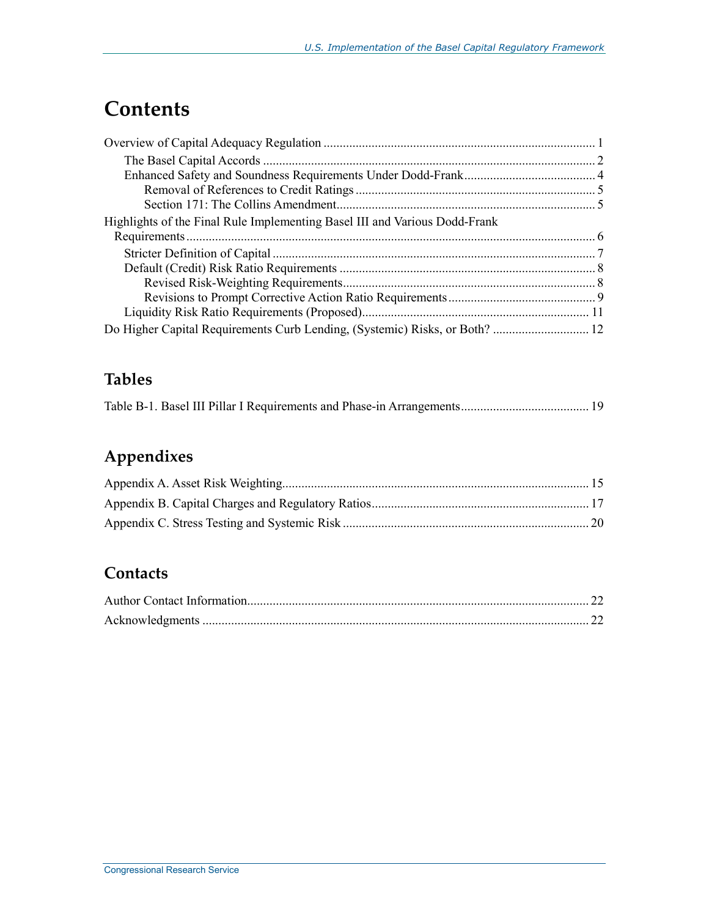# Contents

Overview of Capital Adequacy Regulation .................................................................................... 1

- The Basel Capital Accords ....................................................................................................... 2
- Enhanced Safety and Soundness Requirements Under Dodd-Frank......................................... 4
  - Removal of References to Credit Ratings .......................................................................... 5
  - Section 171: The Collins Amendment................................................................................ 5

Highlights of the Final Rule Implementing Basel III and Various Dodd-Frank Requirements............................................................................................................................... 6

- Stricter Definition of Capital .................................................................................................... 7
- Default (Credit) Risk Ratio Requirements ................................................................................ 8
  - Revised Risk-Weighting Requirements.............................................................................. 8
  - Revisions to Prompt Corrective Action Ratio Requirements ............................................. 9
- Liquidity Risk Ratio Requirements (Proposed)...................................................................... 11

Do Higher Capital Requirements Curb Lending, (Systemic) Risks, or Both? ............................. 12

## Tables

Table B-1. Basel III Pillar I Requirements and Phase-in Arrangements........................................ 19

## Appendixes

Appendix A. Asset Risk Weighting............................................................................................... 15

Appendix B. Capital Charges and Regulatory Ratios................................................................... 17

Appendix C. Stress Testing and Systemic Risk ............................................................................ 20

## Contacts

Author Contact Information.......................................................................................................... 22

Acknowledgments ........................................................................................................................ 22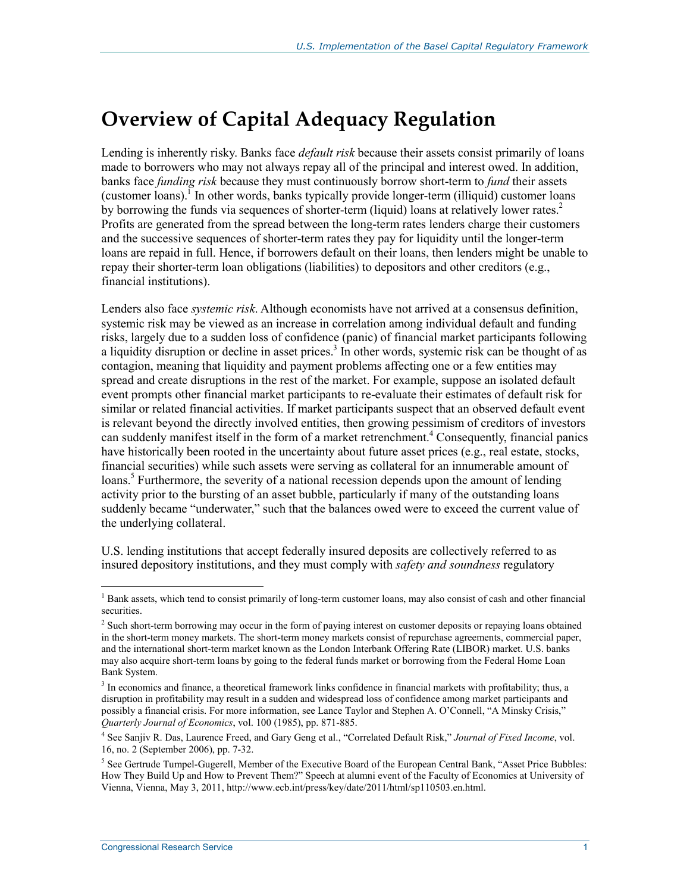# Overview of Capital Adequacy Regulation

Lending is inherently risky. Banks face *default risk* because their assets consist primarily of loans made to borrowers who may not always repay all of the principal and interest owed. In addition, banks face *funding risk* because they must continuously borrow short-term to *fund* their assets (customer loans).[1] In other words, banks typically provide longer-term (illiquid) customer loans by borrowing the funds via sequences of shorter-term (liquid) loans at relatively lower rates.[2] Profits are generated from the spread between the long-term rates lenders charge their customers and the successive sequences of shorter-term rates they pay for liquidity until the longer-term loans are repaid in full. Hence, if borrowers default on their loans, then lenders might be unable to repay their shorter-term loan obligations (liabilities) to depositors and other creditors (e.g., financial institutions).

Lenders also face *systemic risk*. Although economists have not arrived at a consensus definition, systemic risk may be viewed as an increase in correlation among individual default and funding risks, largely due to a sudden loss of confidence (panic) of financial market participants following a liquidity disruption or decline in asset prices.[3] In other words, systemic risk can be thought of as contagion, meaning that liquidity and payment problems affecting one or a few entities may spread and create disruptions in the rest of the market. For example, suppose an isolated default event prompts other financial market participants to re-evaluate their estimates of default risk for similar or related financial activities. If market participants suspect that an observed default event is relevant beyond the directly involved entities, then growing pessimism of creditors of investors can suddenly manifest itself in the form of a market retrenchment.[4] Consequently, financial panics have historically been rooted in the uncertainty about future asset prices (e.g., real estate, stocks, financial securities) while such assets were serving as collateral for an innumerable amount of loans.[5] Furthermore, the severity of a national recession depends upon the amount of lending activity prior to the bursting of an asset bubble, particularly if many of the outstanding loans suddenly became "underwater," such that the balances owed were to exceed the current value of the underlying collateral.

U.S. lending institutions that accept federally insured deposits are collectively referred to as insured depository institutions, and they must comply with *safety and soundness* regulatory

---

[1] Bank assets, which tend to consist primarily of long-term customer loans, may also consist of cash and other financial securities.

[2] Such short-term borrowing may occur in the form of paying interest on customer deposits or repaying loans obtained in the short-term money markets. The short-term money markets consist of repurchase agreements, commercial paper, and the international short-term market known as the London Interbank Offering Rate (LIBOR) market. U.S. banks may also acquire short-term loans by going to the federal funds market or borrowing from the Federal Home Loan Bank System.

[3] In economics and finance, a theoretical framework links confidence in financial markets with profitability; thus, a disruption in profitability may result in a sudden and widespread loss of confidence among market participants and possibly a financial crisis. For more information, see Lance Taylor and Stephen A. O'Connell, "A Minsky Crisis," *Quarterly Journal of Economics*, vol. 100 (1985), pp. 871-885.

[4] See Sanjiv R. Das, Laurence Freed, and Gary Geng et al., "Correlated Default Risk," *Journal of Fixed Income*, vol. 16, no. 2 (September 2006), pp. 7-32.

[5] See Gertrude Tumpel-Gugerell, Member of the Executive Board of the European Central Bank, "Asset Price Bubbles: How They Build Up and How to Prevent Them?" Speech at alumni event of the Faculty of Economics at University of Vienna, Vienna, May 3, 2011, http://www.ecb.int/press/key/date/2011/html/sp110503.en.html.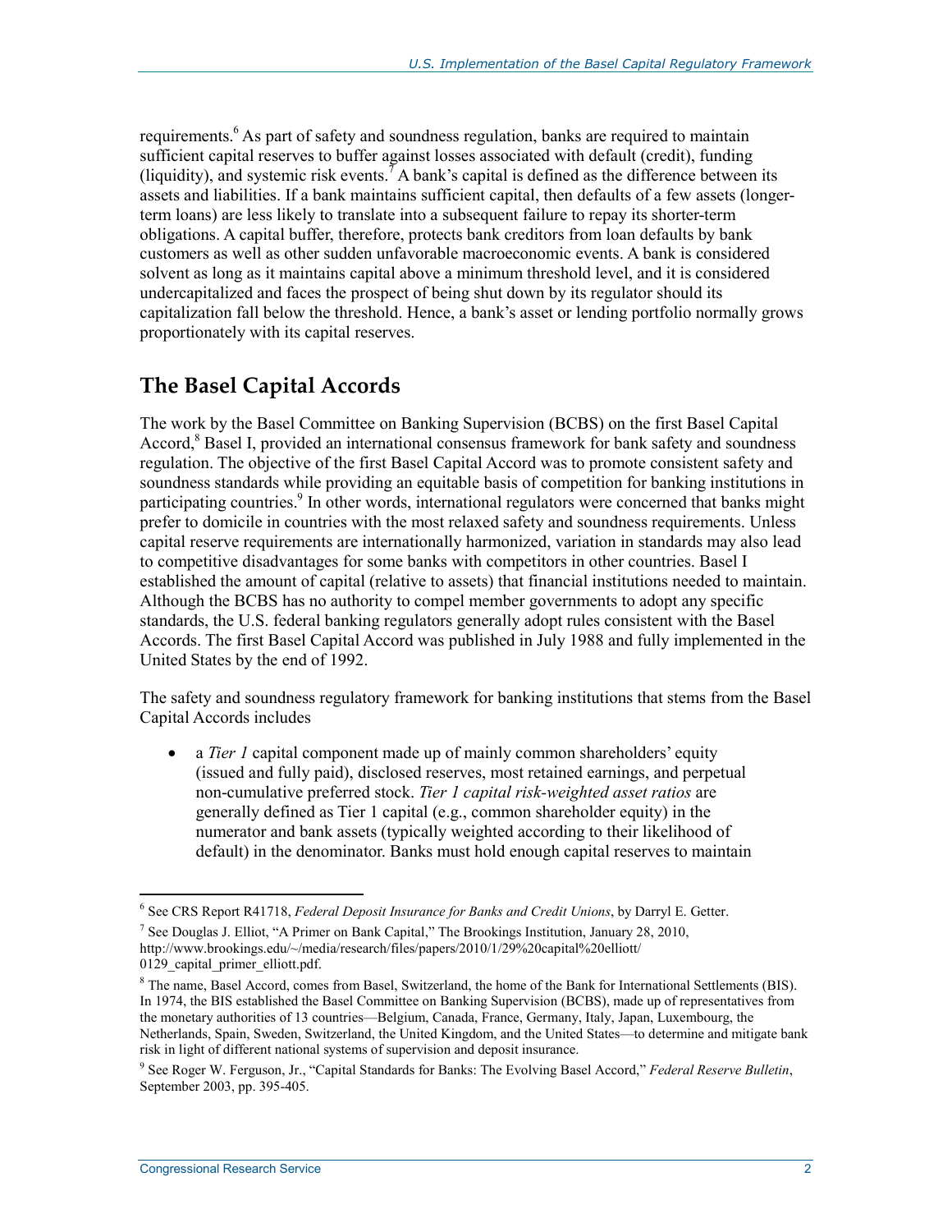requirements.[6] As part of safety and soundness regulation, banks are required to maintain sufficient capital reserves to buffer against losses associated with default (credit), funding (liquidity), and systemic risk events.[7] A bank's capital is defined as the difference between its assets and liabilities. If a bank maintains sufficient capital, then defaults of a few assets (longer-term loans) are less likely to translate into a subsequent failure to repay its shorter-term obligations. A capital buffer, therefore, protects bank creditors from loan defaults by bank customers as well as other sudden unfavorable macroeconomic events. A bank is considered solvent as long as it maintains capital above a minimum threshold level, and it is considered undercapitalized and faces the prospect of being shut down by its regulator should its capitalization fall below the threshold. Hence, a bank's asset or lending portfolio normally grows proportionately with its capital reserves.

## The Basel Capital Accords

The work by the Basel Committee on Banking Supervision (BCBS) on the first Basel Capital Accord,[8] Basel I, provided an international consensus framework for bank safety and soundness regulation. The objective of the first Basel Capital Accord was to promote consistent safety and soundness standards while providing an equitable basis of competition for banking institutions in participating countries.[9] In other words, international regulators were concerned that banks might prefer to domicile in countries with the most relaxed safety and soundness requirements. Unless capital reserve requirements are internationally harmonized, variation in standards may also lead to competitive disadvantages for some banks with competitors in other countries. Basel I established the amount of capital (relative to assets) that financial institutions needed to maintain. Although the BCBS has no authority to compel member governments to adopt any specific standards, the U.S. federal banking regulators generally adopt rules consistent with the Basel Accords. The first Basel Capital Accord was published in July 1988 and fully implemented in the United States by the end of 1992.

The safety and soundness regulatory framework for banking institutions that stems from the Basel Capital Accords includes

- a *Tier 1* capital component made up of mainly common shareholders' equity (issued and fully paid), disclosed reserves, most retained earnings, and perpetual non-cumulative preferred stock. *Tier 1 capital risk-weighted asset ratios* are generally defined as Tier 1 capital (e.g., common shareholder equity) in the numerator and bank assets (typically weighted according to their likelihood of default) in the denominator. Banks must hold enough capital reserves to maintain

---

[6] See CRS Report R41718, *Federal Deposit Insurance for Banks and Credit Unions*, by Darryl E. Getter.

[7] See Douglas J. Elliot, "A Primer on Bank Capital," The Brookings Institution, January 28, 2010, http://www.brookings.edu/~/media/research/files/papers/2010/1/29%20capital%20elliott/0129_capital_primer_elliott.pdf.

[8] The name, Basel Accord, comes from Basel, Switzerland, the home of the Bank for International Settlements (BIS). In 1974, the BIS established the Basel Committee on Banking Supervision (BCBS), made up of representatives from the monetary authorities of 13 countries—Belgium, Canada, France, Germany, Italy, Japan, Luxembourg, the Netherlands, Spain, Sweden, Switzerland, the United Kingdom, and the United States—to determine and mitigate bank risk in light of different national systems of supervision and deposit insurance.

[9] See Roger W. Ferguson, Jr., "Capital Standards for Banks: The Evolving Basel Accord," *Federal Reserve Bulletin*, September 2003, pp. 395-405.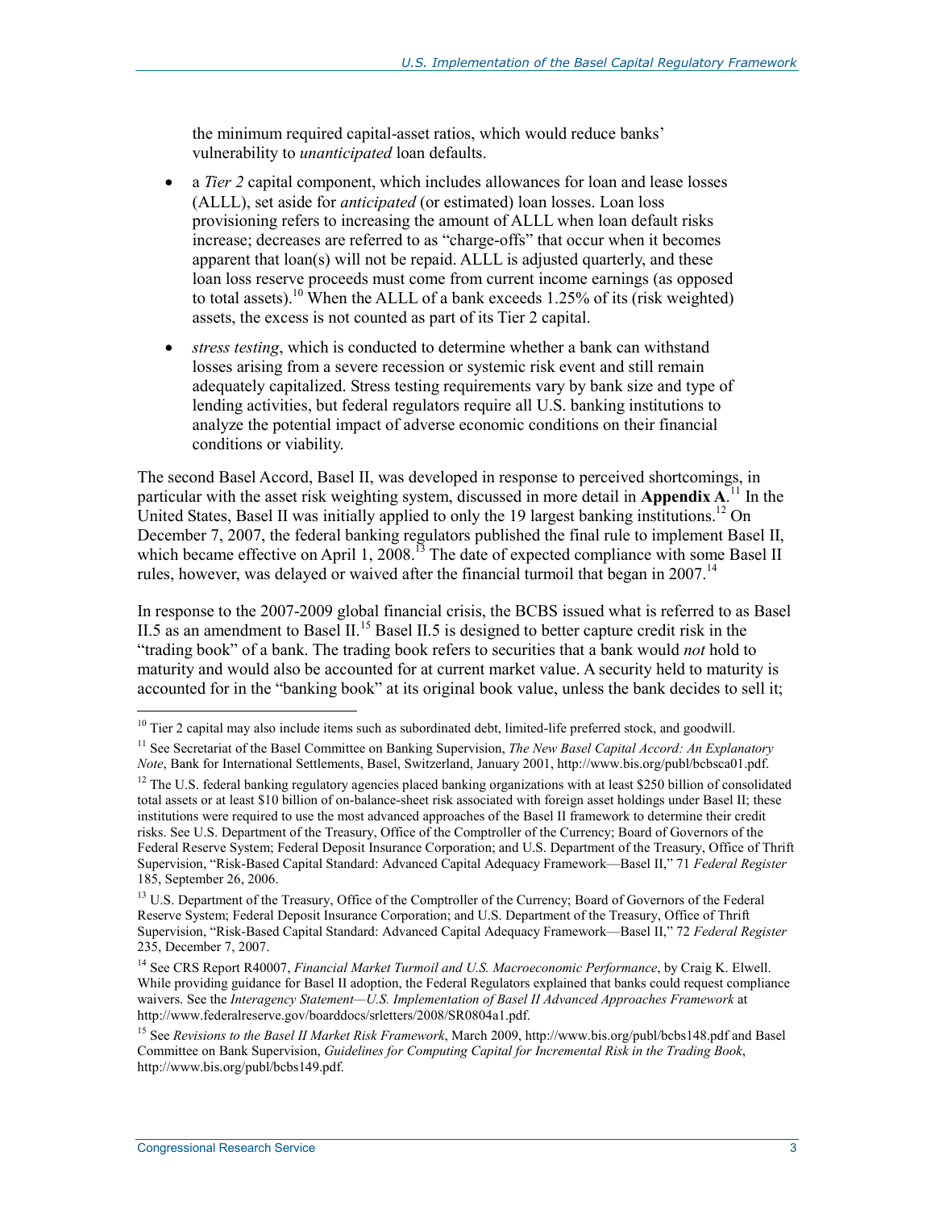the minimum required capital-asset ratios, which would reduce banks' vulnerability to *unanticipated* loan defaults.

- a *Tier 2* capital component, which includes allowances for loan and lease losses (ALLL), set aside for *anticipated* (or estimated) loan losses. Loan loss provisioning refers to increasing the amount of ALLL when loan default risks increase; decreases are referred to as "charge-offs" that occur when it becomes apparent that loan(s) will not be repaid. ALLL is adjusted quarterly, and these loan loss reserve proceeds must come from current income earnings (as opposed to total assets).[10] When the ALLL of a bank exceeds 1.25% of its (risk weighted) assets, the excess is not counted as part of its Tier 2 capital.
- *stress testing*, which is conducted to determine whether a bank can withstand losses arising from a severe recession or systemic risk event and still remain adequately capitalized. Stress testing requirements vary by bank size and type of lending activities, but federal regulators require all U.S. banking institutions to analyze the potential impact of adverse economic conditions on their financial conditions or viability.

The second Basel Accord, Basel II, was developed in response to perceived shortcomings, in particular with the asset risk weighting system, discussed in more detail in **Appendix A**.[11] In the United States, Basel II was initially applied to only the 19 largest banking institutions.[12] On December 7, 2007, the federal banking regulators published the final rule to implement Basel II, which became effective on April 1, 2008.[13] The date of expected compliance with some Basel II rules, however, was delayed or waived after the financial turmoil that began in 2007.[14]

In response to the 2007-2009 global financial crisis, the BCBS issued what is referred to as Basel II.5 as an amendment to Basel II.[15] Basel II.5 is designed to better capture credit risk in the "trading book" of a bank. The trading book refers to securities that a bank would *not* hold to maturity and would also be accounted for at current market value. A security held to maturity is accounted for in the "banking book" at its original book value, unless the bank decides to sell it;

---

[10] Tier 2 capital may also include items such as subordinated debt, limited-life preferred stock, and goodwill.

[11] See Secretariat of the Basel Committee on Banking Supervision, *The New Basel Capital Accord: An Explanatory Note*, Bank for International Settlements, Basel, Switzerland, January 2001, http://www.bis.org/publ/bcbsca01.pdf.

[12] The U.S. federal banking regulatory agencies placed banking organizations with at least $250 billion of consolidated total assets or at least $10 billion of on-balance-sheet risk associated with foreign asset holdings under Basel II; these institutions were required to use the most advanced approaches of the Basel II framework to determine their credit risks. See U.S. Department of the Treasury, Office of the Comptroller of the Currency; Board of Governors of the Federal Reserve System; Federal Deposit Insurance Corporation; and U.S. Department of the Treasury, Office of Thrift Supervision, "Risk-Based Capital Standard: Advanced Capital Adequacy Framework—Basel II," 71 *Federal Register* 185, September 26, 2006.

[13] U.S. Department of the Treasury, Office of the Comptroller of the Currency; Board of Governors of the Federal Reserve System; Federal Deposit Insurance Corporation; and U.S. Department of the Treasury, Office of Thrift Supervision, "Risk-Based Capital Standard: Advanced Capital Adequacy Framework—Basel II," 72 *Federal Register* 235, December 7, 2007.

[14] See CRS Report R40007, *Financial Market Turmoil and U.S. Macroeconomic Performance*, by Craig K. Elwell. While providing guidance for Basel II adoption, the Federal Regulators explained that banks could request compliance waivers. See the *Interagency Statement—U.S. Implementation of Basel II Advanced Approaches Framework* at http://www.federalreserve.gov/boarddocs/srletters/2008/SR0804a1.pdf.

[15] See *Revisions to the Basel II Market Risk Framework*, March 2009, http://www.bis.org/publ/bcbs148.pdf and Basel Committee on Bank Supervision, *Guidelines for Computing Capital for Incremental Risk in the Trading Book*, http://www.bis.org/publ/bcbs149.pdf.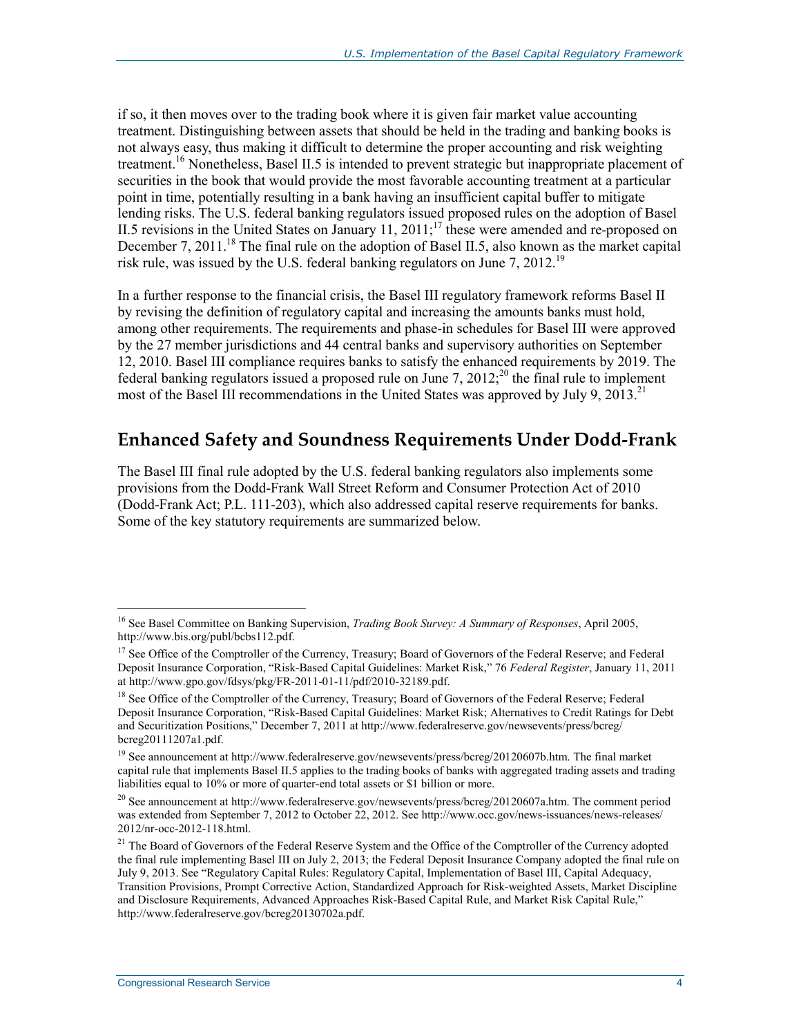if so, it then moves over to the trading book where it is given fair market value accounting treatment. Distinguishing between assets that should be held in the trading and banking books is not always easy, thus making it difficult to determine the proper accounting and risk weighting treatment.[16] Nonetheless, Basel II.5 is intended to prevent strategic but inappropriate placement of securities in the book that would provide the most favorable accounting treatment at a particular point in time, potentially resulting in a bank having an insufficient capital buffer to mitigate lending risks. The U.S. federal banking regulators issued proposed rules on the adoption of Basel II.5 revisions in the United States on January 11, 2011;[17] these were amended and re-proposed on December 7, 2011.[18] The final rule on the adoption of Basel II.5, also known as the market capital risk rule, was issued by the U.S. federal banking regulators on June 7, 2012.[19]

In a further response to the financial crisis, the Basel III regulatory framework reforms Basel II by revising the definition of regulatory capital and increasing the amounts banks must hold, among other requirements. The requirements and phase-in schedules for Basel III were approved by the 27 member jurisdictions and 44 central banks and supervisory authorities on September 12, 2010. Basel III compliance requires banks to satisfy the enhanced requirements by 2019. The federal banking regulators issued a proposed rule on June 7, 2012;[20] the final rule to implement most of the Basel III recommendations in the United States was approved by July 9, 2013.[21]

## Enhanced Safety and Soundness Requirements Under Dodd-Frank

The Basel III final rule adopted by the U.S. federal banking regulators also implements some provisions from the Dodd-Frank Wall Street Reform and Consumer Protection Act of 2010 (Dodd-Frank Act; P.L. 111-203), which also addressed capital reserve requirements for banks. Some of the key statutory requirements are summarized below.

---

[16] See Basel Committee on Banking Supervision, *Trading Book Survey: A Summary of Responses*, April 2005, http://www.bis.org/publ/bcbs112.pdf.

[17] See Office of the Comptroller of the Currency, Treasury; Board of Governors of the Federal Reserve; and Federal Deposit Insurance Corporation, "Risk-Based Capital Guidelines: Market Risk," 76 *Federal Register*, January 11, 2011 at http://www.gpo.gov/fdsys/pkg/FR-2011-01-11/pdf/2010-32189.pdf.

[18] See Office of the Comptroller of the Currency, Treasury; Board of Governors of the Federal Reserve; Federal Deposit Insurance Corporation, "Risk-Based Capital Guidelines: Market Risk; Alternatives to Credit Ratings for Debt and Securitization Positions," December 7, 2011 at http://www.federalreserve.gov/newsevents/press/bcreg/bcreg20111207a1.pdf.

[19] See announcement at http://www.federalreserve.gov/newsevents/press/bcreg/20120607b.htm. The final market capital rule that implements Basel II.5 applies to the trading books of banks with aggregated trading assets and trading liabilities equal to 10% or more of quarter-end total assets or $1 billion or more.

[20] See announcement at http://www.federalreserve.gov/newsevents/press/bcreg/20120607a.htm. The comment period was extended from September 7, 2012 to October 22, 2012. See http://www.occ.gov/news-issuances/news-releases/2012/nr-occ-2012-118.html.

[21] The Board of Governors of the Federal Reserve System and the Office of the Comptroller of the Currency adopted the final rule implementing Basel III on July 2, 2013; the Federal Deposit Insurance Company adopted the final rule on July 9, 2013. See "Regulatory Capital Rules: Regulatory Capital, Implementation of Basel III, Capital Adequacy, Transition Provisions, Prompt Corrective Action, Standardized Approach for Risk-weighted Assets, Market Discipline and Disclosure Requirements, Advanced Approaches Risk-Based Capital Rule, and Market Risk Capital Rule," http://www.federalreserve.gov/bcreg20130702a.pdf.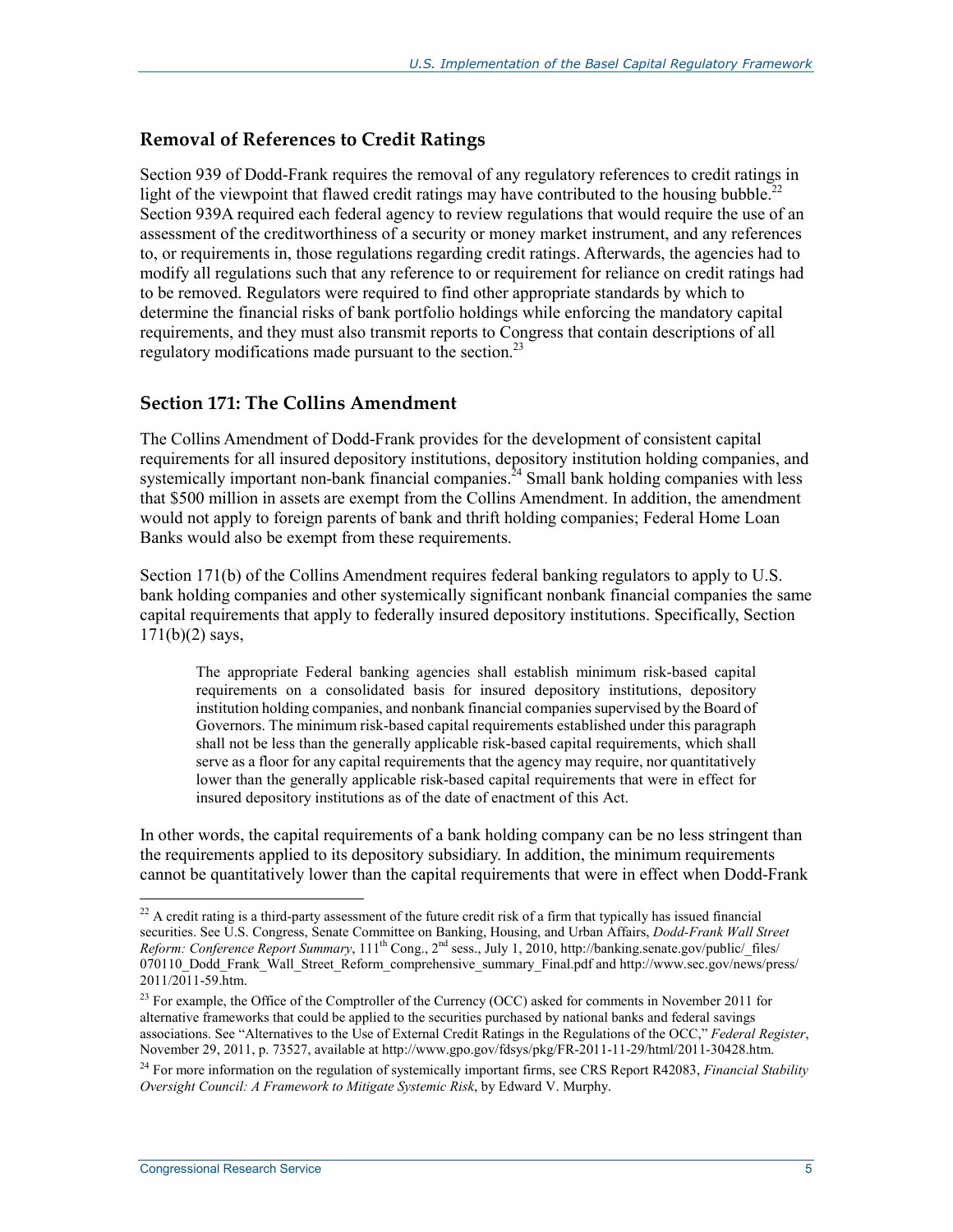## Removal of References to Credit Ratings

Section 939 of Dodd-Frank requires the removal of any regulatory references to credit ratings in light of the viewpoint that flawed credit ratings may have contributed to the housing bubble.[22] Section 939A required each federal agency to review regulations that would require the use of an assessment of the creditworthiness of a security or money market instrument, and any references to, or requirements in, those regulations regarding credit ratings. Afterwards, the agencies had to modify all regulations such that any reference to or requirement for reliance on credit ratings had to be removed. Regulators were required to find other appropriate standards by which to determine the financial risks of bank portfolio holdings while enforcing the mandatory capital requirements, and they must also transmit reports to Congress that contain descriptions of all regulatory modifications made pursuant to the section.[23]

## Section 171: The Collins Amendment

The Collins Amendment of Dodd-Frank provides for the development of consistent capital requirements for all insured depository institutions, depository institution holding companies, and systemically important non-bank financial companies.[24] Small bank holding companies with less that $500 million in assets are exempt from the Collins Amendment. In addition, the amendment would not apply to foreign parents of bank and thrift holding companies; Federal Home Loan Banks would also be exempt from these requirements.

Section 171(b) of the Collins Amendment requires federal banking regulators to apply to U.S. bank holding companies and other systemically significant nonbank financial companies the same capital requirements that apply to federally insured depository institutions. Specifically, Section 171(b)(2) says,

> The appropriate Federal banking agencies shall establish minimum risk-based capital requirements on a consolidated basis for insured depository institutions, depository institution holding companies, and nonbank financial companies supervised by the Board of Governors. The minimum risk-based capital requirements established under this paragraph shall not be less than the generally applicable risk-based capital requirements, which shall serve as a floor for any capital requirements that the agency may require, nor quantitatively lower than the generally applicable risk-based capital requirements that were in effect for insured depository institutions as of the date of enactment of this Act.

In other words, the capital requirements of a bank holding company can be no less stringent than the requirements applied to its depository subsidiary. In addition, the minimum requirements cannot be quantitatively lower than the capital requirements that were in effect when Dodd-Frank

---

[22] A credit rating is a third-party assessment of the future credit risk of a firm that typically has issued financial securities. See U.S. Congress, Senate Committee on Banking, Housing, and Urban Affairs, *Dodd-Frank Wall Street Reform: Conference Report Summary*, 111th Cong., 2nd sess., July 1, 2010, http://banking.senate.gov/public/_files/070110_Dodd_Frank_Wall_Street_Reform_comprehensive_summary_Final.pdf and http://www.sec.gov/news/press/2011/2011-59.htm.

[23] For example, the Office of the Comptroller of the Currency (OCC) asked for comments in November 2011 for alternative frameworks that could be applied to the securities purchased by national banks and federal savings associations. See "Alternatives to the Use of External Credit Ratings in the Regulations of the OCC," *Federal Register*, November 29, 2011, p. 73527, available at http://www.gpo.gov/fdsys/pkg/FR-2011-11-29/html/2011-30428.htm.

[24] For more information on the regulation of systemically important firms, see CRS Report R42083, *Financial Stability Oversight Council: A Framework to Mitigate Systemic Risk*, by Edward V. Murphy.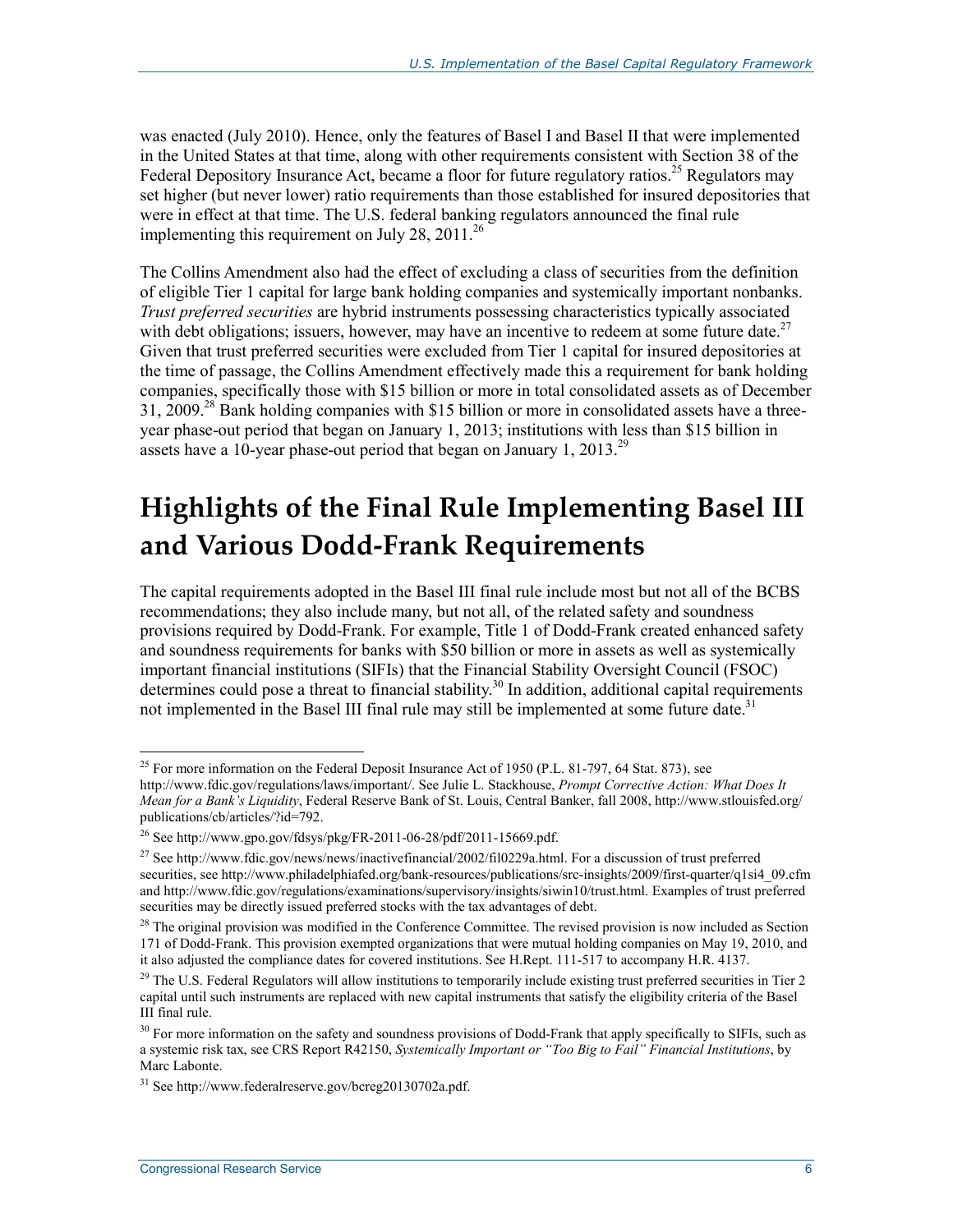was enacted (July 2010). Hence, only the features of Basel I and Basel II that were implemented in the United States at that time, along with other requirements consistent with Section 38 of the Federal Depository Insurance Act, became a floor for future regulatory ratios.[25] Regulators may set higher (but never lower) ratio requirements than those established for insured depositories that were in effect at that time. The U.S. federal banking regulators announced the final rule implementing this requirement on July 28, 2011.[26]

The Collins Amendment also had the effect of excluding a class of securities from the definition of eligible Tier 1 capital for large bank holding companies and systemically important nonbanks. *Trust preferred securities* are hybrid instruments possessing characteristics typically associated with debt obligations; issuers, however, may have an incentive to redeem at some future date.[27] Given that trust preferred securities were excluded from Tier 1 capital for insured depositories at the time of passage, the Collins Amendment effectively made this a requirement for bank holding companies, specifically those with $15 billion or more in total consolidated assets as of December 31, 2009.[28] Bank holding companies with $15 billion or more in consolidated assets have a three-year phase-out period that began on January 1, 2013; institutions with less than $15 billion in assets have a 10-year phase-out period that began on January 1, 2013.[29]

# Highlights of the Final Rule Implementing Basel III and Various Dodd-Frank Requirements

The capital requirements adopted in the Basel III final rule include most but not all of the BCBS recommendations; they also include many, but not all, of the related safety and soundness provisions required by Dodd-Frank. For example, Title 1 of Dodd-Frank created enhanced safety and soundness requirements for banks with $50 billion or more in assets as well as systemically important financial institutions (SIFIs) that the Financial Stability Oversight Council (FSOC) determines could pose a threat to financial stability.[30] In addition, additional capital requirements not implemented in the Basel III final rule may still be implemented at some future date.[31]

---

[25] For more information on the Federal Deposit Insurance Act of 1950 (P.L. 81-797, 64 Stat. 873), see http://www.fdic.gov/regulations/laws/important/. See Julie L. Stackhouse, *Prompt Corrective Action: What Does It Mean for a Bank's Liquidity*, Federal Reserve Bank of St. Louis, Central Banker, fall 2008, http://www.stlouisfed.org/publications/cb/articles/?id=792.

[26] See http://www.gpo.gov/fdsys/pkg/FR-2011-06-28/pdf/2011-15669.pdf.

[27] See http://www.fdic.gov/news/news/inactivefinancial/2002/fil0229a.html. For a discussion of trust preferred securities, see http://www.philadelphiafed.org/bank-resources/publications/src-insights/2009/first-quarter/q1si4_09.cfm and http://www.fdic.gov/regulations/examinations/supervisory/insights/siwin10/trust.html. Examples of trust preferred securities may be directly issued preferred stocks with the tax advantages of debt.

[28] The original provision was modified in the Conference Committee. The revised provision is now included as Section 171 of Dodd-Frank. This provision exempted organizations that were mutual holding companies on May 19, 2010, and it also adjusted the compliance dates for covered institutions. See H.Rept. 111-517 to accompany H.R. 4137.

[29] The U.S. Federal Regulators will allow institutions to temporarily include existing trust preferred securities in Tier 2 capital until such instruments are replaced with new capital instruments that satisfy the eligibility criteria of the Basel III final rule.

[30] For more information on the safety and soundness provisions of Dodd-Frank that apply specifically to SIFIs, such as a systemic risk tax, see CRS Report R42150, *Systemically Important or "Too Big to Fail" Financial Institutions*, by Marc Labonte.

[31] See http://www.federalreserve.gov/bcreg20130702a.pdf.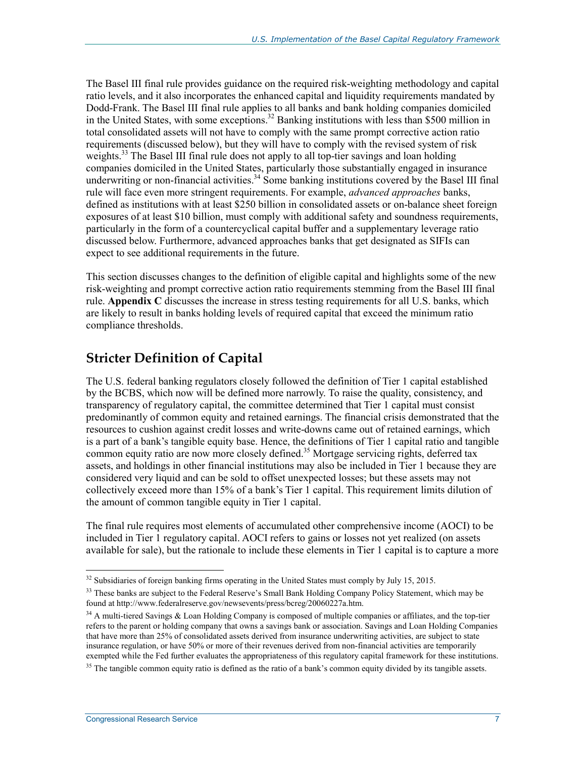The Basel III final rule provides guidance on the required risk-weighting methodology and capital ratio levels, and it also incorporates the enhanced capital and liquidity requirements mandated by Dodd-Frank. The Basel III final rule applies to all banks and bank holding companies domiciled in the United States, with some exceptions.[32] Banking institutions with less than $500 million in total consolidated assets will not have to comply with the same prompt corrective action ratio requirements (discussed below), but they will have to comply with the revised system of risk weights.[33] The Basel III final rule does not apply to all top-tier savings and loan holding companies domiciled in the United States, particularly those substantially engaged in insurance underwriting or non-financial activities.[34] Some banking institutions covered by the Basel III final rule will face even more stringent requirements. For example, *advanced approaches* banks, defined as institutions with at least $250 billion in consolidated assets or on-balance sheet foreign exposures of at least $10 billion, must comply with additional safety and soundness requirements, particularly in the form of a countercyclical capital buffer and a supplementary leverage ratio discussed below. Furthermore, advanced approaches banks that get designated as SIFIs can expect to see additional requirements in the future.

This section discusses changes to the definition of eligible capital and highlights some of the new risk-weighting and prompt corrective action ratio requirements stemming from the Basel III final rule. **Appendix C** discusses the increase in stress testing requirements for all U.S. banks, which are likely to result in banks holding levels of required capital that exceed the minimum ratio compliance thresholds.

## Stricter Definition of Capital

The U.S. federal banking regulators closely followed the definition of Tier 1 capital established by the BCBS, which now will be defined more narrowly. To raise the quality, consistency, and transparency of regulatory capital, the committee determined that Tier 1 capital must consist predominantly of common equity and retained earnings. The financial crisis demonstrated that the resources to cushion against credit losses and write-downs came out of retained earnings, which is a part of a bank's tangible equity base. Hence, the definitions of Tier 1 capital ratio and tangible common equity ratio are now more closely defined.[35] Mortgage servicing rights, deferred tax assets, and holdings in other financial institutions may also be included in Tier 1 because they are considered very liquid and can be sold to offset unexpected losses; but these assets may not collectively exceed more than 15% of a bank's Tier 1 capital. This requirement limits dilution of the amount of common tangible equity in Tier 1 capital.

The final rule requires most elements of accumulated other comprehensive income (AOCI) to be included in Tier 1 regulatory capital. AOCI refers to gains or losses not yet realized (on assets available for sale), but the rationale to include these elements in Tier 1 capital is to capture a more

---

[32] Subsidiaries of foreign banking firms operating in the United States must comply by July 15, 2015.

[33] These banks are subject to the Federal Reserve's Small Bank Holding Company Policy Statement, which may be found at http://www.federalreserve.gov/newsevents/press/bcreg/20060227a.htm.

[34] A multi-tiered Savings & Loan Holding Company is composed of multiple companies or affiliates, and the top-tier refers to the parent or holding company that owns a savings bank or association. Savings and Loan Holding Companies that have more than 25% of consolidated assets derived from insurance underwriting activities, are subject to state insurance regulation, or have 50% or more of their revenues derived from non-financial activities are temporarily exempted while the Fed further evaluates the appropriateness of this regulatory capital framework for these institutions.

[35] The tangible common equity ratio is defined as the ratio of a bank's common equity divided by its tangible assets.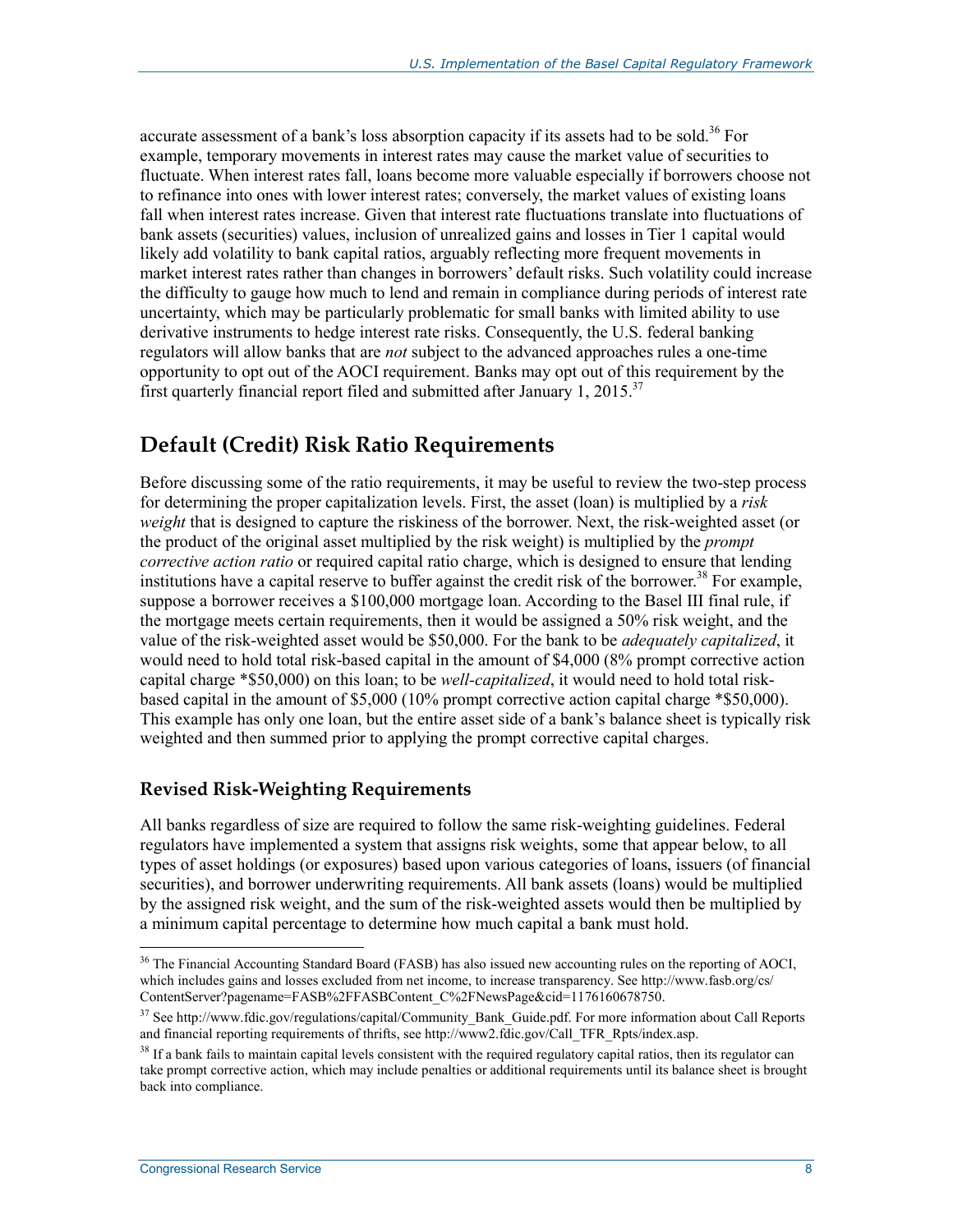accurate assessment of a bank's loss absorption capacity if its assets had to be sold.[36] For example, temporary movements in interest rates may cause the market value of securities to fluctuate. When interest rates fall, loans become more valuable especially if borrowers choose not to refinance into ones with lower interest rates; conversely, the market values of existing loans fall when interest rates increase. Given that interest rate fluctuations translate into fluctuations of bank assets (securities) values, inclusion of unrealized gains and losses in Tier 1 capital would likely add volatility to bank capital ratios, arguably reflecting more frequent movements in market interest rates rather than changes in borrowers' default risks. Such volatility could increase the difficulty to gauge how much to lend and remain in compliance during periods of interest rate uncertainty, which may be particularly problematic for small banks with limited ability to use derivative instruments to hedge interest rate risks. Consequently, the U.S. federal banking regulators will allow banks that are *not* subject to the advanced approaches rules a one-time opportunity to opt out of the AOCI requirement. Banks may opt out of this requirement by the first quarterly financial report filed and submitted after January 1, 2015.[37]

## Default (Credit) Risk Ratio Requirements

Before discussing some of the ratio requirements, it may be useful to review the two-step process for determining the proper capitalization levels. First, the asset (loan) is multiplied by a *risk weight* that is designed to capture the riskiness of the borrower. Next, the risk-weighted asset (or the product of the original asset multiplied by the risk weight) is multiplied by the *prompt corrective action ratio* or required capital ratio charge, which is designed to ensure that lending institutions have a capital reserve to buffer against the credit risk of the borrower.[38] For example, suppose a borrower receives a $100,000 mortgage loan. According to the Basel III final rule, if the mortgage meets certain requirements, then it would be assigned a 50% risk weight, and the value of the risk-weighted asset would be $50,000. For the bank to be *adequately capitalized*, it would need to hold total risk-based capital in the amount of $4,000 (8% prompt corrective action capital charge *$50,000) on this loan; to be *well-capitalized*, it would need to hold total risk-based capital in the amount of $5,000 (10% prompt corrective action capital charge *$50,000). This example has only one loan, but the entire asset side of a bank's balance sheet is typically risk weighted and then summed prior to applying the prompt corrective capital charges.

### Revised Risk-Weighting Requirements

All banks regardless of size are required to follow the same risk-weighting guidelines. Federal regulators have implemented a system that assigns risk weights, some that appear below, to all types of asset holdings (or exposures) based upon various categories of loans, issuers (of financial securities), and borrower underwriting requirements. All bank assets (loans) would be multiplied by the assigned risk weight, and the sum of the risk-weighted assets would then be multiplied by a minimum capital percentage to determine how much capital a bank must hold.

---

[36] The Financial Accounting Standard Board (FASB) has also issued new accounting rules on the reporting of AOCI, which includes gains and losses excluded from net income, to increase transparency. See http://www.fasb.org/cs/ContentServer?pagename=FASB%2FFASBContent_C%2FNewsPage&cid=1176160678750.

[37] See http://www.fdic.gov/regulations/capital/Community_Bank_Guide.pdf. For more information about Call Reports and financial reporting requirements of thrifts, see http://www2.fdic.gov/Call_TFR_Rpts/index.asp.

[38] If a bank fails to maintain capital levels consistent with the required regulatory capital ratios, then its regulator can take prompt corrective action, which may include penalties or additional requirements until its balance sheet is brought back into compliance.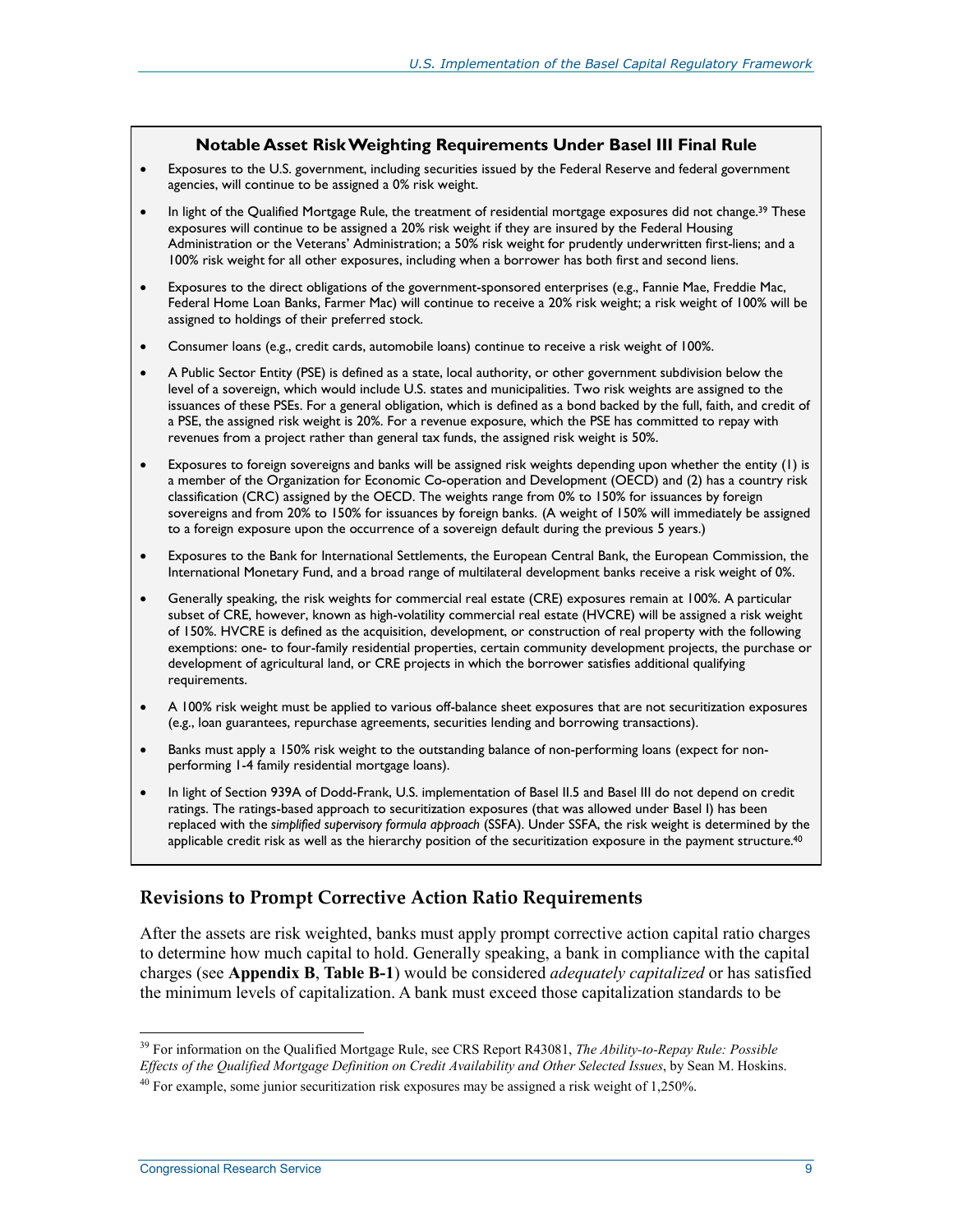**Notable Asset Risk Weighting Requirements Under Basel III Final Rule**

- Exposures to the U.S. government, including securities issued by the Federal Reserve and federal government agencies, will continue to be assigned a 0% risk weight.
- In light of the Qualified Mortgage Rule, the treatment of residential mortgage exposures did not change.[39] These exposures will continue to be assigned a 20% risk weight if they are insured by the Federal Housing Administration or the Veterans' Administration; a 50% risk weight for prudently underwritten first-liens; and a 100% risk weight for all other exposures, including when a borrower has both first and second liens.
- Exposures to the direct obligations of the government-sponsored enterprises (e.g., Fannie Mae, Freddie Mac, Federal Home Loan Banks, Farmer Mac) will continue to receive a 20% risk weight; a risk weight of 100% will be assigned to holdings of their preferred stock.
- Consumer loans (e.g., credit cards, automobile loans) continue to receive a risk weight of 100%.
- A Public Sector Entity (PSE) is defined as a state, local authority, or other government subdivision below the level of a sovereign, which would include U.S. states and municipalities. Two risk weights are assigned to the issuances of these PSEs. For a general obligation, which is defined as a bond backed by the full, faith, and credit of a PSE, the assigned risk weight is 20%. For a revenue exposure, which the PSE has committed to repay with revenues from a project rather than general tax funds, the assigned risk weight is 50%.
- Exposures to foreign sovereigns and banks will be assigned risk weights depending upon whether the entity (1) is a member of the Organization for Economic Co-operation and Development (OECD) and (2) has a country risk classification (CRC) assigned by the OECD. The weights range from 0% to 150% for issuances by foreign sovereigns and from 20% to 150% for issuances by foreign banks. (A weight of 150% will immediately be assigned to a foreign exposure upon the occurrence of a sovereign default during the previous 5 years.)
- Exposures to the Bank for International Settlements, the European Central Bank, the European Commission, the International Monetary Fund, and a broad range of multilateral development banks receive a risk weight of 0%.
- Generally speaking, the risk weights for commercial real estate (CRE) exposures remain at 100%. A particular subset of CRE, however, known as high-volatility commercial real estate (HVCRE) will be assigned a risk weight of 150%. HVCRE is defined as the acquisition, development, or construction of real property with the following exemptions: one- to four-family residential properties, certain community development projects, the purchase or development of agricultural land, or CRE projects in which the borrower satisfies additional qualifying requirements.
- A 100% risk weight must be applied to various off-balance sheet exposures that are not securitization exposures (e.g., loan guarantees, repurchase agreements, securities lending and borrowing transactions).
- Banks must apply a 150% risk weight to the outstanding balance of non-performing loans (expect for non-performing 1-4 family residential mortgage loans).
- In light of Section 939A of Dodd-Frank, U.S. implementation of Basel II.5 and Basel III do not depend on credit ratings. The ratings-based approach to securitization exposures (that was allowed under Basel I) has been replaced with the *simplified supervisory formula approach* (SSFA). Under SSFA, the risk weight is determined by the applicable credit risk as well as the hierarchy position of the securitization exposure in the payment structure.[40]

## Revisions to Prompt Corrective Action Ratio Requirements

After the assets are risk weighted, banks must apply prompt corrective action capital ratio charges to determine how much capital to hold. Generally speaking, a bank in compliance with the capital charges (see **Appendix B**, **Table B-1**) would be considered *adequately capitalized* or has satisfied the minimum levels of capitalization. A bank must exceed those capitalization standards to be

---

[39] For information on the Qualified Mortgage Rule, see CRS Report R43081, *The Ability-to-Repay Rule: Possible Effects of the Qualified Mortgage Definition on Credit Availability and Other Selected Issues*, by Sean M. Hoskins.

[40] For example, some junior securitization risk exposures may be assigned a risk weight of 1,250%.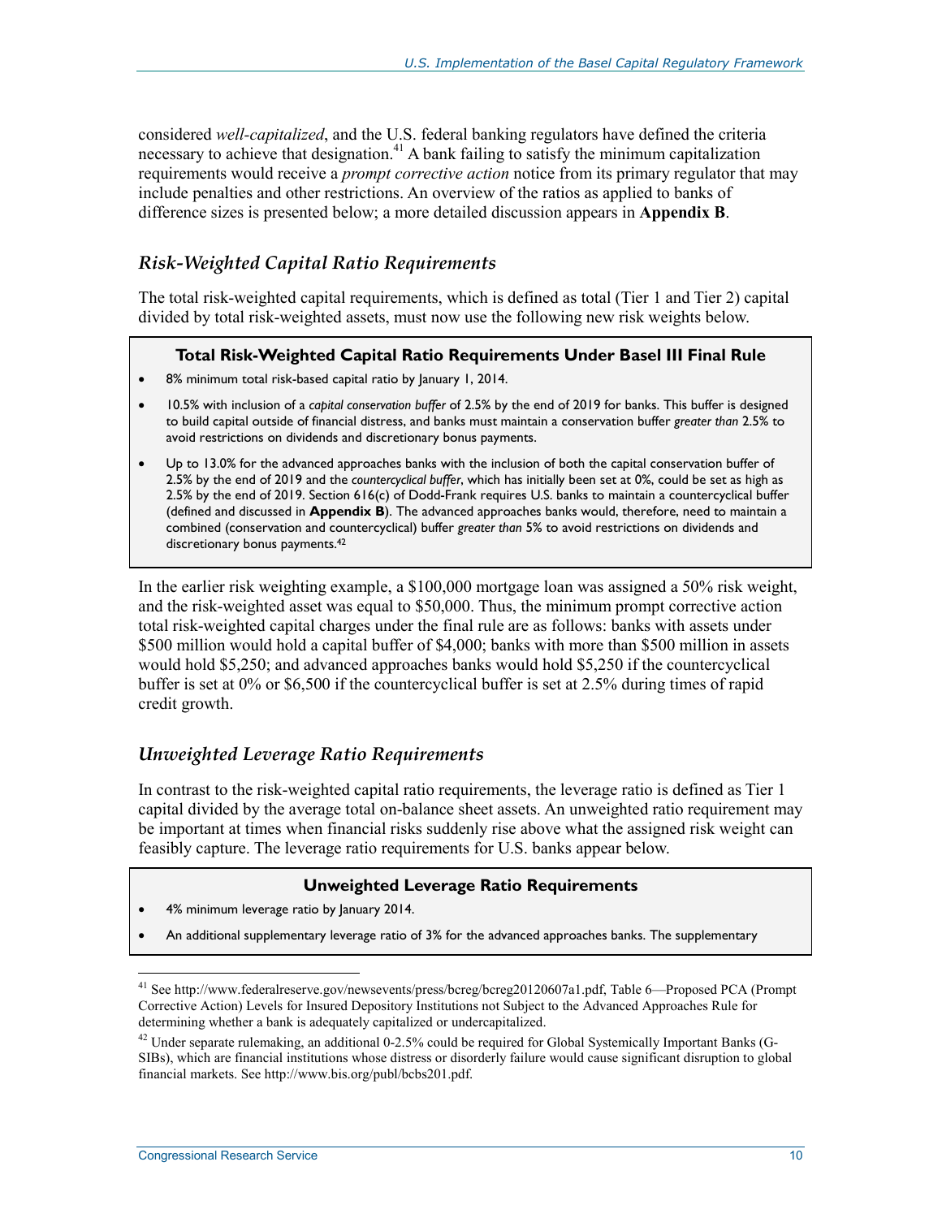considered *well-capitalized*, and the U.S. federal banking regulators have defined the criteria necessary to achieve that designation.[41] A bank failing to satisfy the minimum capitalization requirements would receive a *prompt corrective action* notice from its primary regulator that may include penalties and other restrictions. An overview of the ratios as applied to banks of difference sizes is presented below; a more detailed discussion appears in **Appendix B**.

## *Risk-Weighted Capital Ratio Requirements*

The total risk-weighted capital requirements, which is defined as total (Tier 1 and Tier 2) capital divided by total risk-weighted assets, must now use the following new risk weights below.

**Total Risk-Weighted Capital Ratio Requirements Under Basel III Final Rule**

- 8% minimum total risk-based capital ratio by January 1, 2014.
- 10.5% with inclusion of a *capital conservation buffer* of 2.5% by the end of 2019 for banks. This buffer is designed to build capital outside of financial distress, and banks must maintain a conservation buffer *greater than* 2.5% to avoid restrictions on dividends and discretionary bonus payments.
- Up to 13.0% for the advanced approaches banks with the inclusion of both the capital conservation buffer of 2.5% by the end of 2019 and the *countercyclical buffer*, which has initially been set at 0%, could be set as high as 2.5% by the end of 2019. Section 616(c) of Dodd-Frank requires U.S. banks to maintain a countercyclical buffer (defined and discussed in **Appendix B**). The advanced approaches banks would, therefore, need to maintain a combined (conservation and countercyclical) buffer *greater than* 5% to avoid restrictions on dividends and discretionary bonus payments.[42]

In the earlier risk weighting example, a $100,000 mortgage loan was assigned a 50% risk weight, and the risk-weighted asset was equal to $50,000. Thus, the minimum prompt corrective action total risk-weighted capital charges under the final rule are as follows: banks with assets under $500 million would hold a capital buffer of $4,000; banks with more than $500 million in assets would hold $5,250; and advanced approaches banks would hold $5,250 if the countercyclical buffer is set at 0% or $6,500 if the countercyclical buffer is set at 2.5% during times of rapid credit growth.

## *Unweighted Leverage Ratio Requirements*

In contrast to the risk-weighted capital ratio requirements, the leverage ratio is defined as Tier 1 capital divided by the average total on-balance sheet assets. An unweighted ratio requirement may be important at times when financial risks suddenly rise above what the assigned risk weight can feasibly capture. The leverage ratio requirements for U.S. banks appear below.

**Unweighted Leverage Ratio Requirements**

- 4% minimum leverage ratio by January 2014.
- An additional supplementary leverage ratio of 3% for the advanced approaches banks. The supplementary

---

[41] See http://www.federalreserve.gov/newsevents/press/bcreg/bcreg20120607a1.pdf, Table 6—Proposed PCA (Prompt Corrective Action) Levels for Insured Depository Institutions not Subject to the Advanced Approaches Rule for determining whether a bank is adequately capitalized or undercapitalized.

[42] Under separate rulemaking, an additional 0-2.5% could be required for Global Systemically Important Banks (G-SIBs), which are financial institutions whose distress or disorderly failure would cause significant disruption to global financial markets. See http://www.bis.org/publ/bcbs201.pdf.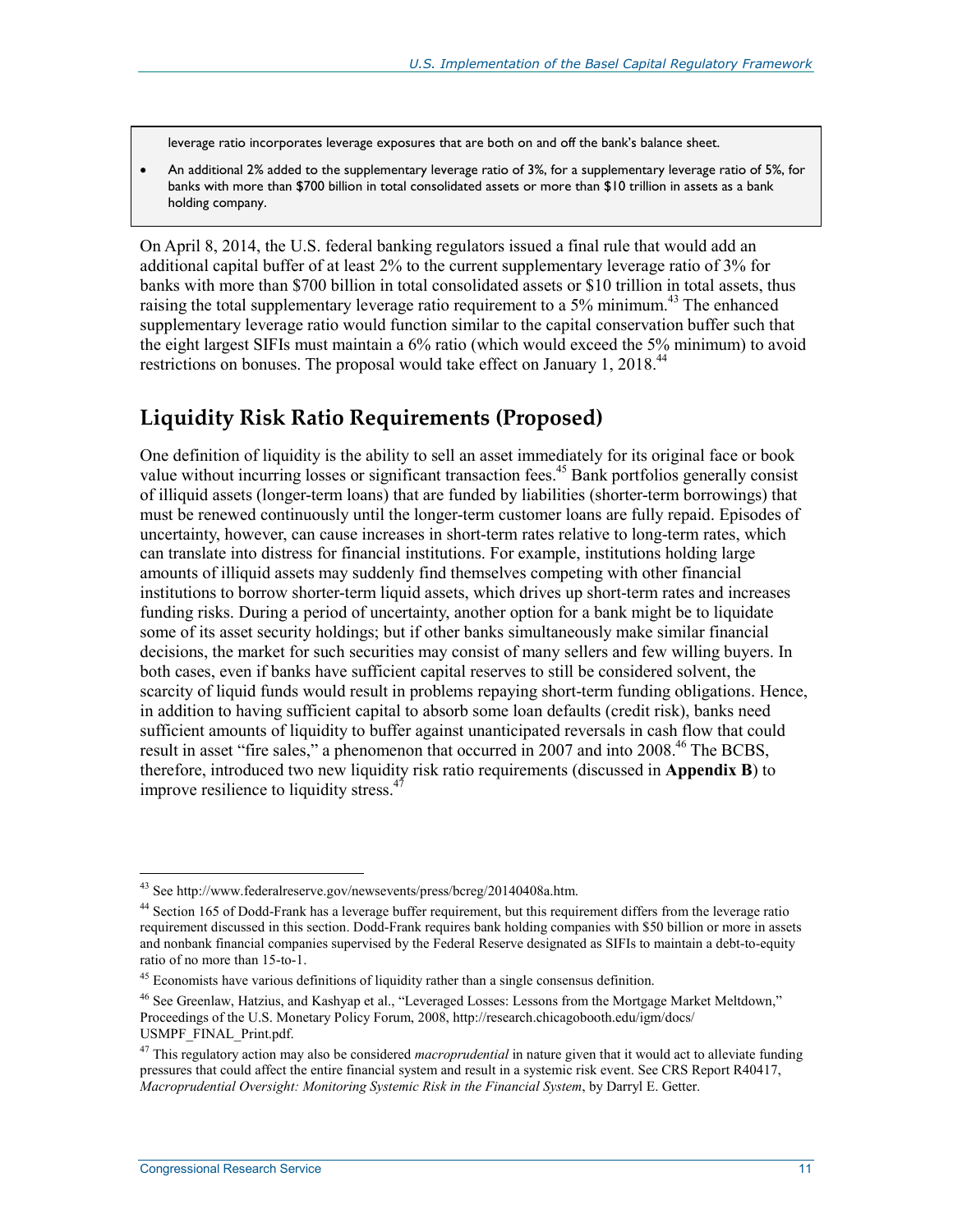leverage ratio incorporates leverage exposures that are both on and off the bank's balance sheet.

- An additional 2% added to the supplementary leverage ratio of 3%, for a supplementary leverage ratio of 5%, for banks with more than $700 billion in total consolidated assets or more than $10 trillion in assets as a bank holding company.

On April 8, 2014, the U.S. federal banking regulators issued a final rule that would add an additional capital buffer of at least 2% to the current supplementary leverage ratio of 3% for banks with more than $700 billion in total consolidated assets or $10 trillion in total assets, thus raising the total supplementary leverage ratio requirement to a 5% minimum.[43] The enhanced supplementary leverage ratio would function similar to the capital conservation buffer such that the eight largest SIFIs must maintain a 6% ratio (which would exceed the 5% minimum) to avoid restrictions on bonuses. The proposal would take effect on January 1, 2018.[44]

## Liquidity Risk Ratio Requirements (Proposed)

One definition of liquidity is the ability to sell an asset immediately for its original face or book value without incurring losses or significant transaction fees.[45] Bank portfolios generally consist of illiquid assets (longer-term loans) that are funded by liabilities (shorter-term borrowings) that must be renewed continuously until the longer-term customer loans are fully repaid. Episodes of uncertainty, however, can cause increases in short-term rates relative to long-term rates, which can translate into distress for financial institutions. For example, institutions holding large amounts of illiquid assets may suddenly find themselves competing with other financial institutions to borrow shorter-term liquid assets, which drives up short-term rates and increases funding risks. During a period of uncertainty, another option for a bank might be to liquidate some of its asset security holdings; but if other banks simultaneously make similar financial decisions, the market for such securities may consist of many sellers and few willing buyers. In both cases, even if banks have sufficient capital reserves to still be considered solvent, the scarcity of liquid funds would result in problems repaying short-term funding obligations. Hence, in addition to having sufficient capital to absorb some loan defaults (credit risk), banks need sufficient amounts of liquidity to buffer against unanticipated reversals in cash flow that could result in asset "fire sales," a phenomenon that occurred in 2007 and into 2008.[46] The BCBS, therefore, introduced two new liquidity risk ratio requirements (discussed in **Appendix B**) to improve resilience to liquidity stress.[47]

---

[43] See http://www.federalreserve.gov/newsevents/press/bcreg/20140408a.htm.

[44] Section 165 of Dodd-Frank has a leverage buffer requirement, but this requirement differs from the leverage ratio requirement discussed in this section. Dodd-Frank requires bank holding companies with $50 billion or more in assets and nonbank financial companies supervised by the Federal Reserve designated as SIFIs to maintain a debt-to-equity ratio of no more than 15-to-1.

[45] Economists have various definitions of liquidity rather than a single consensus definition.

[46] See Greenlaw, Hatzius, and Kashyap et al., "Leveraged Losses: Lessons from the Mortgage Market Meltdown," Proceedings of the U.S. Monetary Policy Forum, 2008, http://research.chicagobooth.edu/igm/docs/USMPF_FINAL_Print.pdf.

[47] This regulatory action may also be considered *macroprudential* in nature given that it would act to alleviate funding pressures that could affect the entire financial system and result in a systemic risk event. See CRS Report R40417, *Macroprudential Oversight: Monitoring Systemic Risk in the Financial System*, by Darryl E. Getter.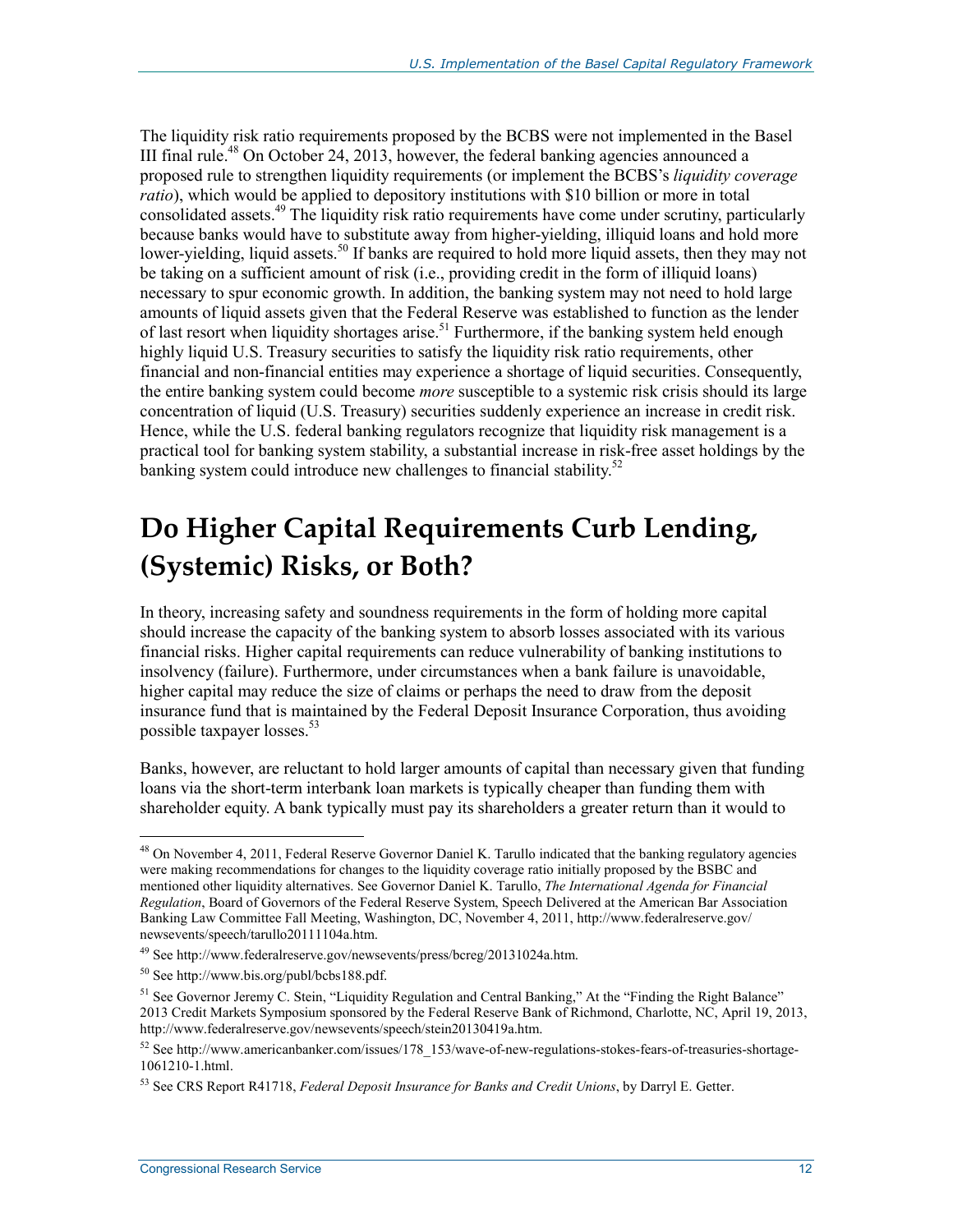The liquidity risk ratio requirements proposed by the BCBS were not implemented in the Basel III final rule.[48] On October 24, 2013, however, the federal banking agencies announced a proposed rule to strengthen liquidity requirements (or implement the BCBS's *liquidity coverage ratio*), which would be applied to depository institutions with $10 billion or more in total consolidated assets.[49] The liquidity risk ratio requirements have come under scrutiny, particularly because banks would have to substitute away from higher-yielding, illiquid loans and hold more lower-yielding, liquid assets.[50] If banks are required to hold more liquid assets, then they may not be taking on a sufficient amount of risk (i.e., providing credit in the form of illiquid loans) necessary to spur economic growth. In addition, the banking system may not need to hold large amounts of liquid assets given that the Federal Reserve was established to function as the lender of last resort when liquidity shortages arise.[51] Furthermore, if the banking system held enough highly liquid U.S. Treasury securities to satisfy the liquidity risk ratio requirements, other financial and non-financial entities may experience a shortage of liquid securities. Consequently, the entire banking system could become *more* susceptible to a systemic risk crisis should its large concentration of liquid (U.S. Treasury) securities suddenly experience an increase in credit risk. Hence, while the U.S. federal banking regulators recognize that liquidity risk management is a practical tool for banking system stability, a substantial increase in risk-free asset holdings by the banking system could introduce new challenges to financial stability.[52]

# Do Higher Capital Requirements Curb Lending, (Systemic) Risks, or Both?

In theory, increasing safety and soundness requirements in the form of holding more capital should increase the capacity of the banking system to absorb losses associated with its various financial risks. Higher capital requirements can reduce vulnerability of banking institutions to insolvency (failure). Furthermore, under circumstances when a bank failure is unavoidable, higher capital may reduce the size of claims or perhaps the need to draw from the deposit insurance fund that is maintained by the Federal Deposit Insurance Corporation, thus avoiding possible taxpayer losses.[53]

Banks, however, are reluctant to hold larger amounts of capital than necessary given that funding loans via the short-term interbank loan markets is typically cheaper than funding them with shareholder equity. A bank typically must pay its shareholders a greater return than it would to

---

[48] On November 4, 2011, Federal Reserve Governor Daniel K. Tarullo indicated that the banking regulatory agencies were making recommendations for changes to the liquidity coverage ratio initially proposed by the BSBC and mentioned other liquidity alternatives. See Governor Daniel K. Tarullo, *The International Agenda for Financial Regulation*, Board of Governors of the Federal Reserve System, Speech Delivered at the American Bar Association Banking Law Committee Fall Meeting, Washington, DC, November 4, 2011, http://www.federalreserve.gov/newsevents/speech/tarullo20111104a.htm.

[49] See http://www.federalreserve.gov/newsevents/press/bcreg/20131024a.htm.

[50] See http://www.bis.org/publ/bcbs188.pdf.

[51] See Governor Jeremy C. Stein, "Liquidity Regulation and Central Banking," At the "Finding the Right Balance" 2013 Credit Markets Symposium sponsored by the Federal Reserve Bank of Richmond, Charlotte, NC, April 19, 2013, http://www.federalreserve.gov/newsevents/speech/stein20130419a.htm.

[52] See http://www.americanbanker.com/issues/178_153/wave-of-new-regulations-stokes-fears-of-treasuries-shortage-1061210-1.html.

[53] See CRS Report R41718, *Federal Deposit Insurance for Banks and Credit Unions*, by Darryl E. Getter.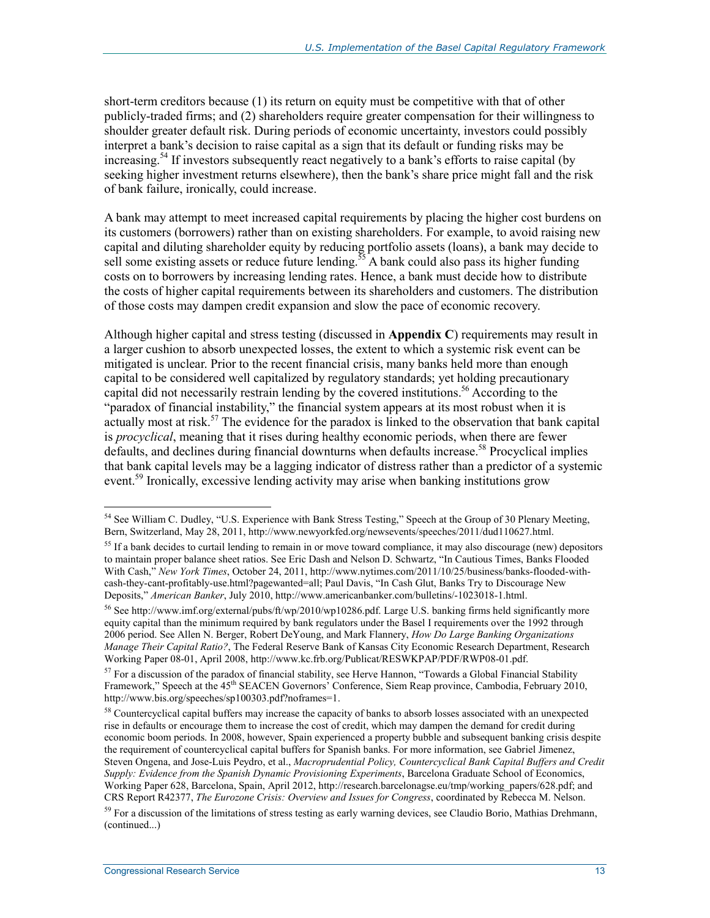short-term creditors because (1) its return on equity must be competitive with that of other publicly-traded firms; and (2) shareholders require greater compensation for their willingness to shoulder greater default risk. During periods of economic uncertainty, investors could possibly interpret a bank's decision to raise capital as a sign that its default or funding risks may be increasing.[54] If investors subsequently react negatively to a bank's efforts to raise capital (by seeking higher investment returns elsewhere), then the bank's share price might fall and the risk of bank failure, ironically, could increase.

A bank may attempt to meet increased capital requirements by placing the higher cost burdens on its customers (borrowers) rather than on existing shareholders. For example, to avoid raising new capital and diluting shareholder equity by reducing portfolio assets (loans), a bank may decide to sell some existing assets or reduce future lending.[55] A bank could also pass its higher funding costs on to borrowers by increasing lending rates. Hence, a bank must decide how to distribute the costs of higher capital requirements between its shareholders and customers. The distribution of those costs may dampen credit expansion and slow the pace of economic recovery.

Although higher capital and stress testing (discussed in **Appendix C**) requirements may result in a larger cushion to absorb unexpected losses, the extent to which a systemic risk event can be mitigated is unclear. Prior to the recent financial crisis, many banks held more than enough capital to be considered well capitalized by regulatory standards; yet holding precautionary capital did not necessarily restrain lending by the covered institutions.[56] According to the "paradox of financial instability," the financial system appears at its most robust when it is actually most at risk.[57] The evidence for the paradox is linked to the observation that bank capital is *procyclical*, meaning that it rises during healthy economic periods, when there are fewer defaults, and declines during financial downturns when defaults increase.[58] Procyclical implies that bank capital levels may be a lagging indicator of distress rather than a predictor of a systemic event.[59] Ironically, excessive lending activity may arise when banking institutions grow

---

[54] See William C. Dudley, "U.S. Experience with Bank Stress Testing," Speech at the Group of 30 Plenary Meeting, Bern, Switzerland, May 28, 2011, http://www.newyorkfed.org/newsevents/speeches/2011/dud110627.html.

[55] If a bank decides to curtail lending to remain in or move toward compliance, it may also discourage (new) depositors to maintain proper balance sheet ratios. See Eric Dash and Nelson D. Schwartz, "In Cautious Times, Banks Flooded With Cash," *New York Times*, October 24, 2011, http://www.nytimes.com/2011/10/25/business/banks-flooded-with-cash-they-cant-profitably-use.html?pagewanted=all; Paul Davis, "In Cash Glut, Banks Try to Discourage New Deposits," *American Banker*, July 2010, http://www.americanbanker.com/bulletins/-1023018-1.html.

[56] See http://www.imf.org/external/pubs/ft/wp/2010/wp10286.pdf. Large U.S. banking firms held significantly more equity capital than the minimum required by bank regulators under the Basel I requirements over the 1992 through 2006 period. See Allen N. Berger, Robert DeYoung, and Mark Flannery, *How Do Large Banking Organizations Manage Their Capital Ratio?*, The Federal Reserve Bank of Kansas City Economic Research Department, Research Working Paper 08-01, April 2008, http://www.kc.frb.org/Publicat/RESWKPAP/PDF/RWP08-01.pdf.

[57] For a discussion of the paradox of financial stability, see Herve Hannon, "Towards a Global Financial Stability Framework," Speech at the 45th SEACEN Governors' Conference, Siem Reap province, Cambodia, February 2010, http://www.bis.org/speeches/sp100303.pdf?noframes=1.

[58] Countercyclical capital buffers may increase the capacity of banks to absorb losses associated with an unexpected rise in defaults or encourage them to increase the cost of credit, which may dampen the demand for credit during economic boom periods. In 2008, however, Spain experienced a property bubble and subsequent banking crisis despite the requirement of countercyclical capital buffers for Spanish banks. For more information, see Gabriel Jimenez, Steven Ongena, and Jose-Luis Peydro, et al., *Macroprudential Policy, Countercyclical Bank Capital Buffers and Credit Supply: Evidence from the Spanish Dynamic Provisioning Experiments*, Barcelona Graduate School of Economics, Working Paper 628, Barcelona, Spain, April 2012, http://research.barcelonagse.eu/tmp/working_papers/628.pdf; and CRS Report R42377, *The Eurozone Crisis: Overview and Issues for Congress*, coordinated by Rebecca M. Nelson.

[59] For a discussion of the limitations of stress testing as early warning devices, see Claudio Borio, Mathias Drehmann, (continued...)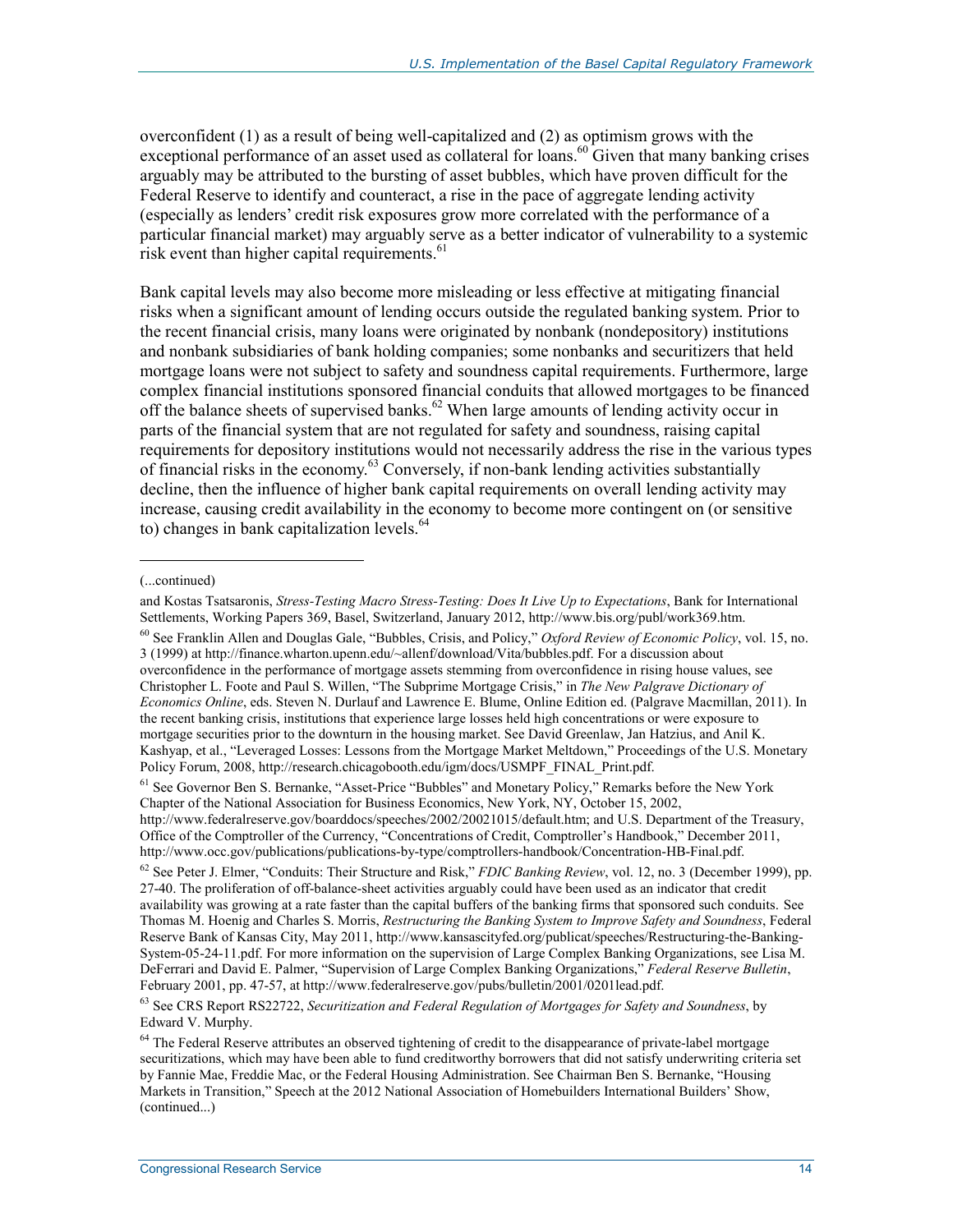overconfident (1) as a result of being well-capitalized and (2) as optimism grows with the exceptional performance of an asset used as collateral for loans.[60] Given that many banking crises arguably may be attributed to the bursting of asset bubbles, which have proven difficult for the Federal Reserve to identify and counteract, a rise in the pace of aggregate lending activity (especially as lenders' credit risk exposures grow more correlated with the performance of a particular financial market) may arguably serve as a better indicator of vulnerability to a systemic risk event than higher capital requirements.[61]

Bank capital levels may also become more misleading or less effective at mitigating financial risks when a significant amount of lending occurs outside the regulated banking system. Prior to the recent financial crisis, many loans were originated by nonbank (nondepository) institutions and nonbank subsidiaries of bank holding companies; some nonbanks and securitizers that held mortgage loans were not subject to safety and soundness capital requirements. Furthermore, large complex financial institutions sponsored financial conduits that allowed mortgages to be financed off the balance sheets of supervised banks.[62] When large amounts of lending activity occur in parts of the financial system that are not regulated for safety and soundness, raising capital requirements for depository institutions would not necessarily address the rise in the various types of financial risks in the economy.[63] Conversely, if non-bank lending activities substantially decline, then the influence of higher bank capital requirements on overall lending activity may increase, causing credit availability in the economy to become more contingent on (or sensitive to) changes in bank capitalization levels.[64]

---

(...continued)

and Kostas Tsatsaronis, *Stress-Testing Macro Stress-Testing: Does It Live Up to Expectations*, Bank for International Settlements, Working Papers 369, Basel, Switzerland, January 2012, http://www.bis.org/publ/work369.htm.

[60] See Franklin Allen and Douglas Gale, "Bubbles, Crisis, and Policy," *Oxford Review of Economic Policy*, vol. 15, no. 3 (1999) at http://finance.wharton.upenn.edu/~allenf/download/Vita/bubbles.pdf. For a discussion about overconfidence in the performance of mortgage assets stemming from overconfidence in rising house values, see Christopher L. Foote and Paul S. Willen, "The Subprime Mortgage Crisis," in *The New Palgrave Dictionary of Economics Online*, eds. Steven N. Durlauf and Lawrence E. Blume, Online Edition ed. (Palgrave Macmillan, 2011). In the recent banking crisis, institutions that experience large losses held high concentrations or were exposure to mortgage securities prior to the downturn in the housing market. See David Greenlaw, Jan Hatzius, and Anil K. Kashyap, et al., "Leveraged Losses: Lessons from the Mortgage Market Meltdown," Proceedings of the U.S. Monetary Policy Forum, 2008, http://research.chicagobooth.edu/igm/docs/USMPF_FINAL_Print.pdf.

[61] See Governor Ben S. Bernanke, "Asset-Price "Bubbles" and Monetary Policy," Remarks before the New York Chapter of the National Association for Business Economics, New York, NY, October 15, 2002, http://www.federalreserve.gov/boarddocs/speeches/2002/20021015/default.htm; and U.S. Department of the Treasury, Office of the Comptroller of the Currency, "Concentrations of Credit, Comptroller's Handbook," December 2011, http://www.occ.gov/publications/publications-by-type/comptrollers-handbook/Concentration-HB-Final.pdf.

[62] See Peter J. Elmer, "Conduits: Their Structure and Risk," *FDIC Banking Review*, vol. 12, no. 3 (December 1999), pp. 27-40. The proliferation of off-balance-sheet activities arguably could have been used as an indicator that credit availability was growing at a rate faster than the capital buffers of the banking firms that sponsored such conduits. See Thomas M. Hoenig and Charles S. Morris, *Restructuring the Banking System to Improve Safety and Soundness*, Federal Reserve Bank of Kansas City, May 2011, http://www.kansascityfed.org/publicat/speeches/Restructuring-the-Banking-System-05-24-11.pdf. For more information on the supervision of Large Complex Banking Organizations, see Lisa M. DeFerrari and David E. Palmer, "Supervision of Large Complex Banking Organizations," *Federal Reserve Bulletin*, February 2001, pp. 47-57, at http://www.federalreserve.gov/pubs/bulletin/2001/0201lead.pdf.

[63] See CRS Report RS22722, *Securitization and Federal Regulation of Mortgages for Safety and Soundness*, by Edward V. Murphy.

[64] The Federal Reserve attributes an observed tightening of credit to the disappearance of private-label mortgage securitizations, which may have been able to fund creditworthy borrowers that did not satisfy underwriting criteria set by Fannie Mae, Freddie Mac, or the Federal Housing Administration. See Chairman Ben S. Bernanke, "Housing Markets in Transition," Speech at the 2012 National Association of Homebuilders International Builders' Show, (continued...)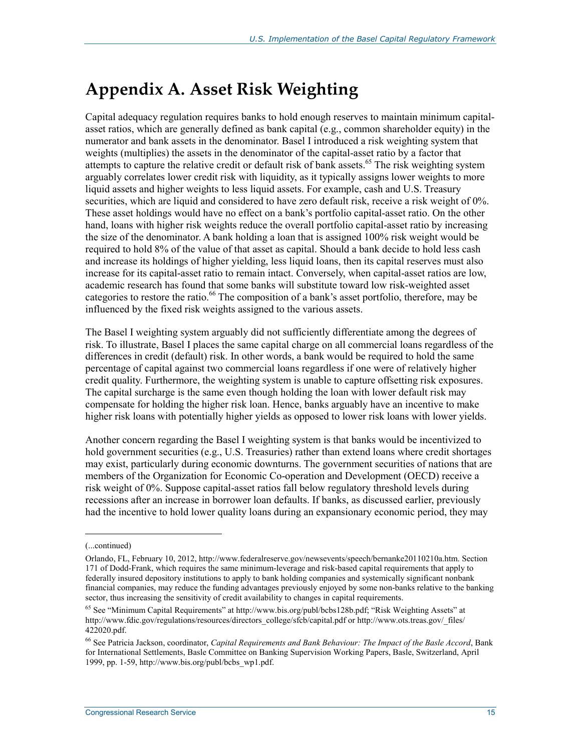# Appendix A. Asset Risk Weighting

Capital adequacy regulation requires banks to hold enough reserves to maintain minimum capital-asset ratios, which are generally defined as bank capital (e.g., common shareholder equity) in the numerator and bank assets in the denominator. Basel I introduced a risk weighting system that weights (multiplies) the assets in the denominator of the capital-asset ratio by a factor that attempts to capture the relative credit or default risk of bank assets.[65] The risk weighting system arguably correlates lower credit risk with liquidity, as it typically assigns lower weights to more liquid assets and higher weights to less liquid assets. For example, cash and U.S. Treasury securities, which are liquid and considered to have zero default risk, receive a risk weight of 0%. These asset holdings would have no effect on a bank's portfolio capital-asset ratio. On the other hand, loans with higher risk weights reduce the overall portfolio capital-asset ratio by increasing the size of the denominator. A bank holding a loan that is assigned 100% risk weight would be required to hold 8% of the value of that asset as capital. Should a bank decide to hold less cash and increase its holdings of higher yielding, less liquid loans, then its capital reserves must also increase for its capital-asset ratio to remain intact. Conversely, when capital-asset ratios are low, academic research has found that some banks will substitute toward low risk-weighted asset categories to restore the ratio.[66] The composition of a bank's asset portfolio, therefore, may be influenced by the fixed risk weights assigned to the various assets.

The Basel I weighting system arguably did not sufficiently differentiate among the degrees of risk. To illustrate, Basel I places the same capital charge on all commercial loans regardless of the differences in credit (default) risk. In other words, a bank would be required to hold the same percentage of capital against two commercial loans regardless if one were of relatively higher credit quality. Furthermore, the weighting system is unable to capture offsetting risk exposures. The capital surcharge is the same even though holding the loan with lower default risk may compensate for holding the higher risk loan. Hence, banks arguably have an incentive to make higher risk loans with potentially higher yields as opposed to lower risk loans with lower yields.

Another concern regarding the Basel I weighting system is that banks would be incentivized to hold government securities (e.g., U.S. Treasuries) rather than extend loans where credit shortages may exist, particularly during economic downturns. The government securities of nations that are members of the Organization for Economic Co-operation and Development (OECD) receive a risk weight of 0%. Suppose capital-asset ratios fall below regulatory threshold levels during recessions after an increase in borrower loan defaults. If banks, as discussed earlier, previously had the incentive to hold lower quality loans during an expansionary economic period, they may

---

(...continued)

Orlando, FL, February 10, 2012, http://www.federalreserve.gov/newsevents/speech/bernanke20110210a.htm. Section 171 of Dodd-Frank, which requires the same minimum-leverage and risk-based capital requirements that apply to federally insured depository institutions to apply to bank holding companies and systemically significant nonbank financial companies, may reduce the funding advantages previously enjoyed by some non-banks relative to the banking sector, thus increasing the sensitivity of credit availability to changes in capital requirements.

[65] See "Minimum Capital Requirements" at http://www.bis.org/publ/bcbs128b.pdf; "Risk Weighting Assets" at http://www.fdic.gov/regulations/resources/directors_college/sfcb/capital.pdf or http://www.ots.treas.gov/_files/422020.pdf.

[66] See Patricia Jackson, coordinator, *Capital Requirements and Bank Behaviour: The Impact of the Basle Accord*, Bank for International Settlements, Basle Committee on Banking Supervision Working Papers, Basle, Switzerland, April 1999, pp. 1-59, http://www.bis.org/publ/bcbs_wp1.pdf.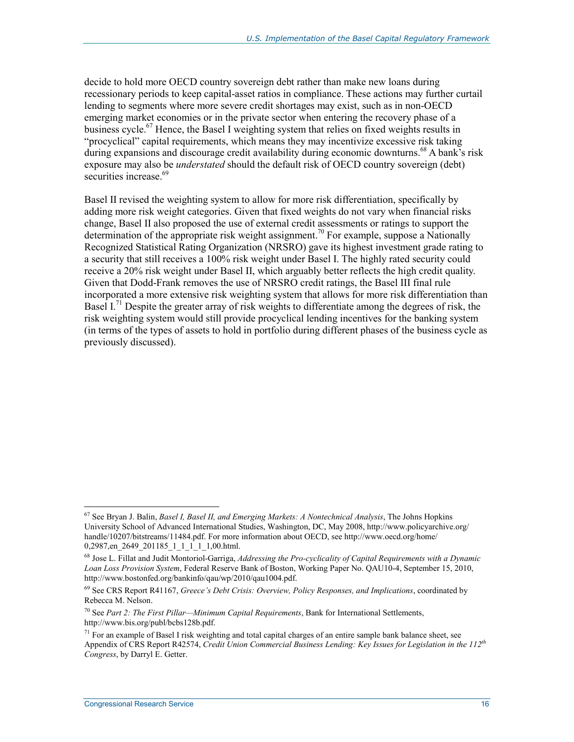decide to hold more OECD country sovereign debt rather than make new loans during recessionary periods to keep capital-asset ratios in compliance. These actions may further curtail lending to segments where more severe credit shortages may exist, such as in non-OECD emerging market economies or in the private sector when entering the recovery phase of a business cycle.[67] Hence, the Basel I weighting system that relies on fixed weights results in "procyclical" capital requirements, which means they may incentivize excessive risk taking during expansions and discourage credit availability during economic downturns.[68] A bank's risk exposure may also be *understated* should the default risk of OECD country sovereign (debt) securities increase.[69]

Basel II revised the weighting system to allow for more risk differentiation, specifically by adding more risk weight categories. Given that fixed weights do not vary when financial risks change, Basel II also proposed the use of external credit assessments or ratings to support the determination of the appropriate risk weight assignment.[70] For example, suppose a Nationally Recognized Statistical Rating Organization (NRSRO) gave its highest investment grade rating to a security that still receives a 100% risk weight under Basel I. The highly rated security could receive a 20% risk weight under Basel II, which arguably better reflects the high credit quality. Given that Dodd-Frank removes the use of NRSRO credit ratings, the Basel III final rule incorporated a more extensive risk weighting system that allows for more risk differentiation than Basel I.[71] Despite the greater array of risk weights to differentiate among the degrees of risk, the risk weighting system would still provide procyclical lending incentives for the banking system (in terms of the types of assets to hold in portfolio during different phases of the business cycle as previously discussed).

---

[67] See Bryan J. Balin, *Basel I, Basel II, and Emerging Markets: A Nontechnical Analysis*, The Johns Hopkins University School of Advanced International Studies, Washington, DC, May 2008, http://www.policyarchive.org/handle/10207/bitstreams/11484.pdf. For more information about OECD, see http://www.oecd.org/home/0,2987,en_2649_201185_1_1_1_1_1,00.html.

[68] Jose L. Fillat and Judit Montoriol-Garriga, *Addressing the Pro-cyclicality of Capital Requirements with a Dynamic Loan Loss Provision System*, Federal Reserve Bank of Boston, Working Paper No. QAU10-4, September 15, 2010, http://www.bostonfed.org/bankinfo/qau/wp/2010/qau1004.pdf.

[69] See CRS Report R41167, *Greece's Debt Crisis: Overview, Policy Responses, and Implications*, coordinated by Rebecca M. Nelson.

[70] See *Part 2: The First Pillar—Minimum Capital Requirements*, Bank for International Settlements, http://www.bis.org/publ/bcbs128b.pdf.

[71] For an example of Basel I risk weighting and total capital charges of an entire sample bank balance sheet, see Appendix of CRS Report R42574, *Credit Union Commercial Business Lending: Key Issues for Legislation in the 112th Congress*, by Darryl E. Getter.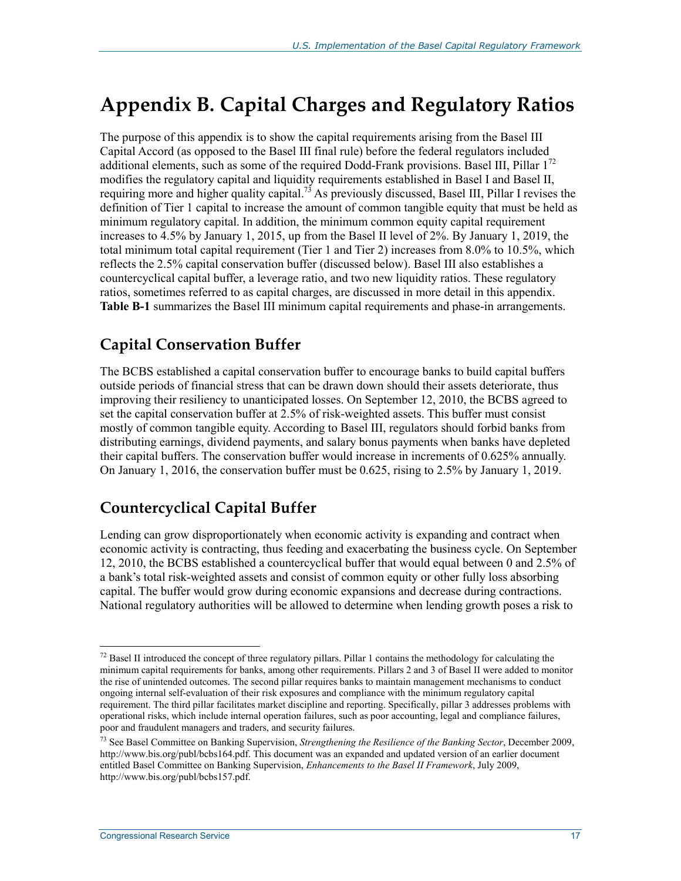# Appendix B. Capital Charges and Regulatory Ratios

The purpose of this appendix is to show the capital requirements arising from the Basel III Capital Accord (as opposed to the Basel III final rule) before the federal regulators included additional elements, such as some of the required Dodd-Frank provisions. Basel III, Pillar 1[72] modifies the regulatory capital and liquidity requirements established in Basel I and Basel II, requiring more and higher quality capital.[73] As previously discussed, Basel III, Pillar I revises the definition of Tier 1 capital to increase the amount of common tangible equity that must be held as minimum regulatory capital. In addition, the minimum common equity capital requirement increases to 4.5% by January 1, 2015, up from the Basel II level of 2%. By January 1, 2019, the total minimum total capital requirement (Tier 1 and Tier 2) increases from 8.0% to 10.5%, which reflects the 2.5% capital conservation buffer (discussed below). Basel III also establishes a countercyclical capital buffer, a leverage ratio, and two new liquidity ratios. These regulatory ratios, sometimes referred to as capital charges, are discussed in more detail in this appendix. **Table B-1** summarizes the Basel III minimum capital requirements and phase-in arrangements.

## Capital Conservation Buffer

The BCBS established a capital conservation buffer to encourage banks to build capital buffers outside periods of financial stress that can be drawn down should their assets deteriorate, thus improving their resiliency to unanticipated losses. On September 12, 2010, the BCBS agreed to set the capital conservation buffer at 2.5% of risk-weighted assets. This buffer must consist mostly of common tangible equity. According to Basel III, regulators should forbid banks from distributing earnings, dividend payments, and salary bonus payments when banks have depleted their capital buffers. The conservation buffer would increase in increments of 0.625% annually. On January 1, 2016, the conservation buffer must be 0.625, rising to 2.5% by January 1, 2019.

## Countercyclical Capital Buffer

Lending can grow disproportionately when economic activity is expanding and contract when economic activity is contracting, thus feeding and exacerbating the business cycle. On September 12, 2010, the BCBS established a countercyclical buffer that would equal between 0 and 2.5% of a bank's total risk-weighted assets and consist of common equity or other fully loss absorbing capital. The buffer would grow during economic expansions and decrease during contractions. National regulatory authorities will be allowed to determine when lending growth poses a risk to

---

[72] Basel II introduced the concept of three regulatory pillars. Pillar 1 contains the methodology for calculating the minimum capital requirements for banks, among other requirements. Pillars 2 and 3 of Basel II were added to monitor the rise of unintended outcomes. The second pillar requires banks to maintain management mechanisms to conduct ongoing internal self-evaluation of their risk exposures and compliance with the minimum regulatory capital requirement. The third pillar facilitates market discipline and reporting. Specifically, pillar 3 addresses problems with operational risks, which include internal operation failures, such as poor accounting, legal and compliance failures, poor and fraudulent managers and traders, and security failures.

[73] See Basel Committee on Banking Supervision, *Strengthening the Resilience of the Banking Sector*, December 2009, http://www.bis.org/publ/bcbs164.pdf. This document was an expanded and updated version of an earlier document entitled Basel Committee on Banking Supervision, *Enhancements to the Basel II Framework*, July 2009, http://www.bis.org/publ/bcbs157.pdf.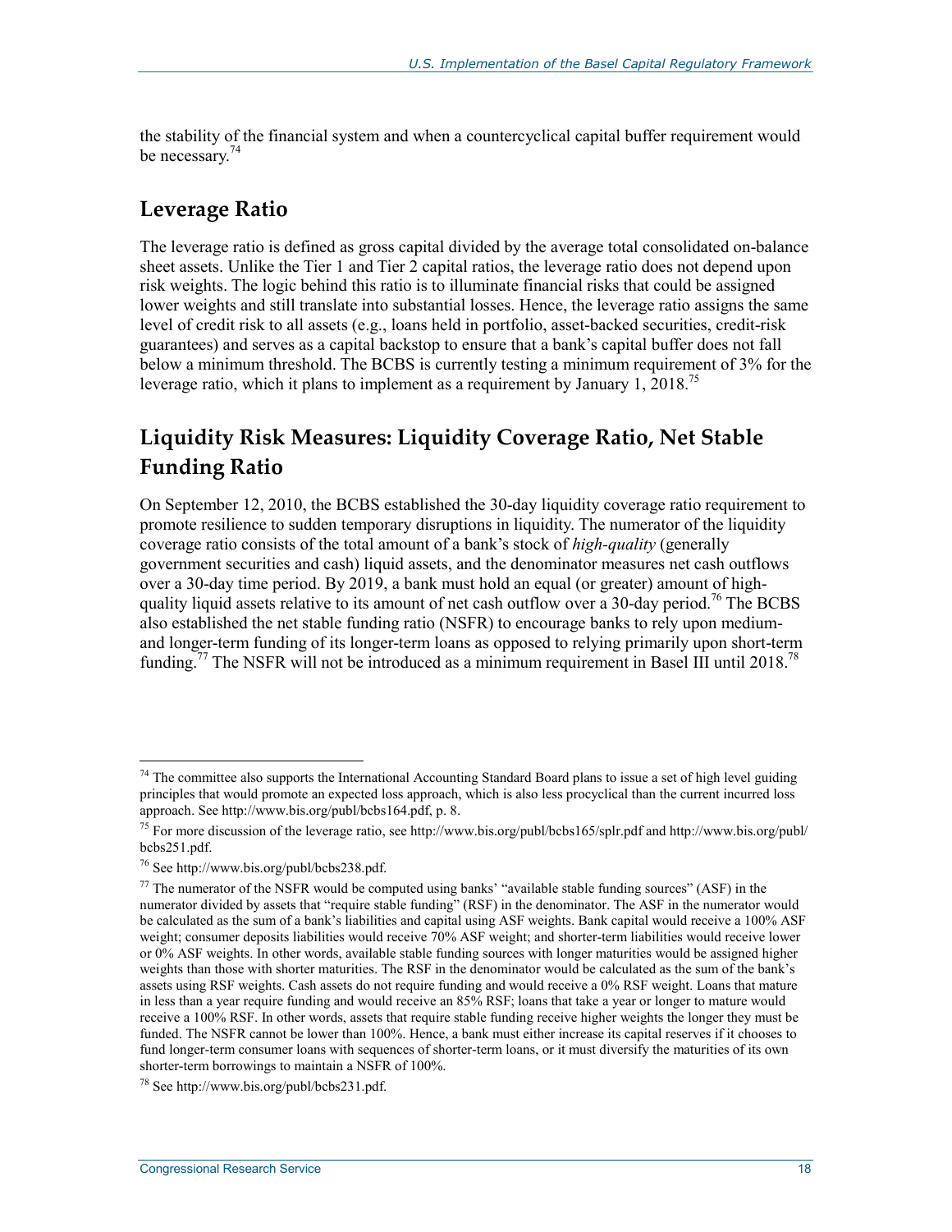the stability of the financial system and when a countercyclical capital buffer requirement would be necessary.[74]

## Leverage Ratio

The leverage ratio is defined as gross capital divided by the average total consolidated on-balance sheet assets. Unlike the Tier 1 and Tier 2 capital ratios, the leverage ratio does not depend upon risk weights. The logic behind this ratio is to illuminate financial risks that could be assigned lower weights and still translate into substantial losses. Hence, the leverage ratio assigns the same level of credit risk to all assets (e.g., loans held in portfolio, asset-backed securities, credit-risk guarantees) and serves as a capital backstop to ensure that a bank's capital buffer does not fall below a minimum threshold. The BCBS is currently testing a minimum requirement of 3% for the leverage ratio, which it plans to implement as a requirement by January 1, 2018.[75]

## Liquidity Risk Measures: Liquidity Coverage Ratio, Net Stable Funding Ratio

On September 12, 2010, the BCBS established the 30-day liquidity coverage ratio requirement to promote resilience to sudden temporary disruptions in liquidity. The numerator of the liquidity coverage ratio consists of the total amount of a bank's stock of *high-quality* (generally government securities and cash) liquid assets, and the denominator measures net cash outflows over a 30-day time period. By 2019, a bank must hold an equal (or greater) amount of high-quality liquid assets relative to its amount of net cash outflow over a 30-day period.[76] The BCBS also established the net stable funding ratio (NSFR) to encourage banks to rely upon medium- and longer-term funding of its longer-term loans as opposed to relying primarily upon short-term funding.[77] The NSFR will not be introduced as a minimum requirement in Basel III until 2018.[78]

---

[74] The committee also supports the International Accounting Standard Board plans to issue a set of high level guiding principles that would promote an expected loss approach, which is also less procyclical than the current incurred loss approach. See http://www.bis.org/publ/bcbs164.pdf, p. 8.

[75] For more discussion of the leverage ratio, see http://www.bis.org/publ/bcbs165/splr.pdf and http://www.bis.org/publ/bcbs251.pdf.

[76] See http://www.bis.org/publ/bcbs238.pdf.

[77] The numerator of the NSFR would be computed using banks' "available stable funding sources" (ASF) in the numerator divided by assets that "require stable funding" (RSF) in the denominator. The ASF in the numerator would be calculated as the sum of a bank's liabilities and capital using ASF weights. Bank capital would receive a 100% ASF weight; consumer deposits liabilities would receive 70% ASF weight; and shorter-term liabilities would receive lower or 0% ASF weights. In other words, available stable funding sources with longer maturities would be assigned higher weights than those with shorter maturities. The RSF in the denominator would be calculated as the sum of the bank's assets using RSF weights. Cash assets do not require funding and would receive a 0% RSF weight. Loans that mature in less than a year require funding and would receive an 85% RSF; loans that take a year or longer to mature would receive a 100% RSF. In other words, assets that require stable funding receive higher weights the longer they must be funded. The NSFR cannot be lower than 100%. Hence, a bank must either increase its capital reserves if it chooses to fund longer-term consumer loans with sequences of shorter-term loans, or it must diversify the maturities of its own shorter-term borrowings to maintain a NSFR of 100%.

[78] See http://www.bis.org/publ/bcbs231.pdf.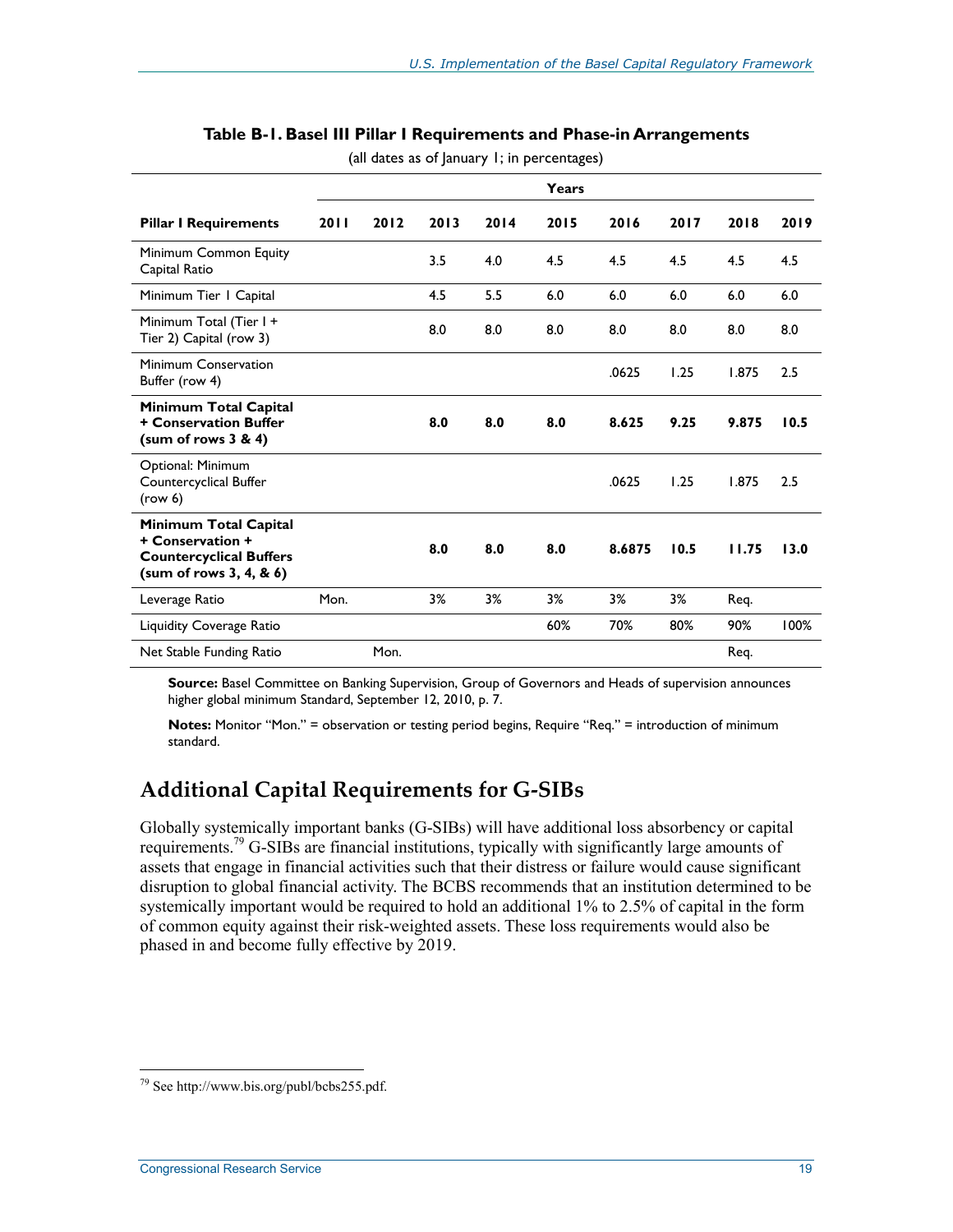**Table B-1. Basel III Pillar I Requirements and Phase-in Arrangements**

(all dates as of January 1; in percentages)

| | Years | | | | | | | | |
|---|---|---|---|---|---|---|---|---|---|
| **Pillar I Requirements** | **2011** | **2012** | **2013** | **2014** | **2015** | **2016** | **2017** | **2018** | **2019** |
| Minimum Common Equity Capital Ratio | | | 3.5 | 4.0 | 4.5 | 4.5 | 4.5 | 4.5 | 4.5 |
| Minimum Tier 1 Capital | | | 4.5 | 5.5 | 6.0 | 6.0 | 6.0 | 6.0 | 6.0 |
| Minimum Total (Tier 1 + Tier 2) Capital (row 3) | | | 8.0 | 8.0 | 8.0 | 8.0 | 8.0 | 8.0 | 8.0 |
| Minimum Conservation Buffer (row 4) | | | | | | .0625 | 1.25 | 1.875 | 2.5 |
| **Minimum Total Capital + Conservation Buffer (sum of rows 3 & 4)** | | | **8.0** | **8.0** | **8.0** | **8.625** | **9.25** | **9.875** | **10.5** |
| Optional: Minimum Countercyclical Buffer (row 6) | | | | | | .0625 | 1.25 | 1.875 | 2.5 |
| **Minimum Total Capital + Conservation + Countercyclical Buffers (sum of rows 3, 4, & 6)** | | | **8.0** | **8.0** | **8.0** | **8.6875** | **10.5** | **11.75** | **13.0** |
| Leverage Ratio | Mon. | | 3% | 3% | 3% | 3% | 3% | Req. | |
| Liquidity Coverage Ratio | | | | | 60% | 70% | 80% | 90% | 100% |
| Net Stable Funding Ratio | | Mon. | | | | | | Req. | |

**Source:** Basel Committee on Banking Supervision, Group of Governors and Heads of supervision announces higher global minimum Standard, September 12, 2010, p. 7.

**Notes:** Monitor "Mon." = observation or testing period begins, Require "Req." = introduction of minimum standard.

## Additional Capital Requirements for G-SIBs

Globally systemically important banks (G-SIBs) will have additional loss absorbency or capital requirements.[79] G-SIBs are financial institutions, typically with significantly large amounts of assets that engage in financial activities such that their distress or failure would cause significant disruption to global financial activity. The BCBS recommends that an institution determined to be systemically important would be required to hold an additional 1% to 2.5% of capital in the form of common equity against their risk-weighted assets. These loss requirements would also be phased in and become fully effective by 2019.

[79] See http://www.bis.org/publ/bcbs255.pdf.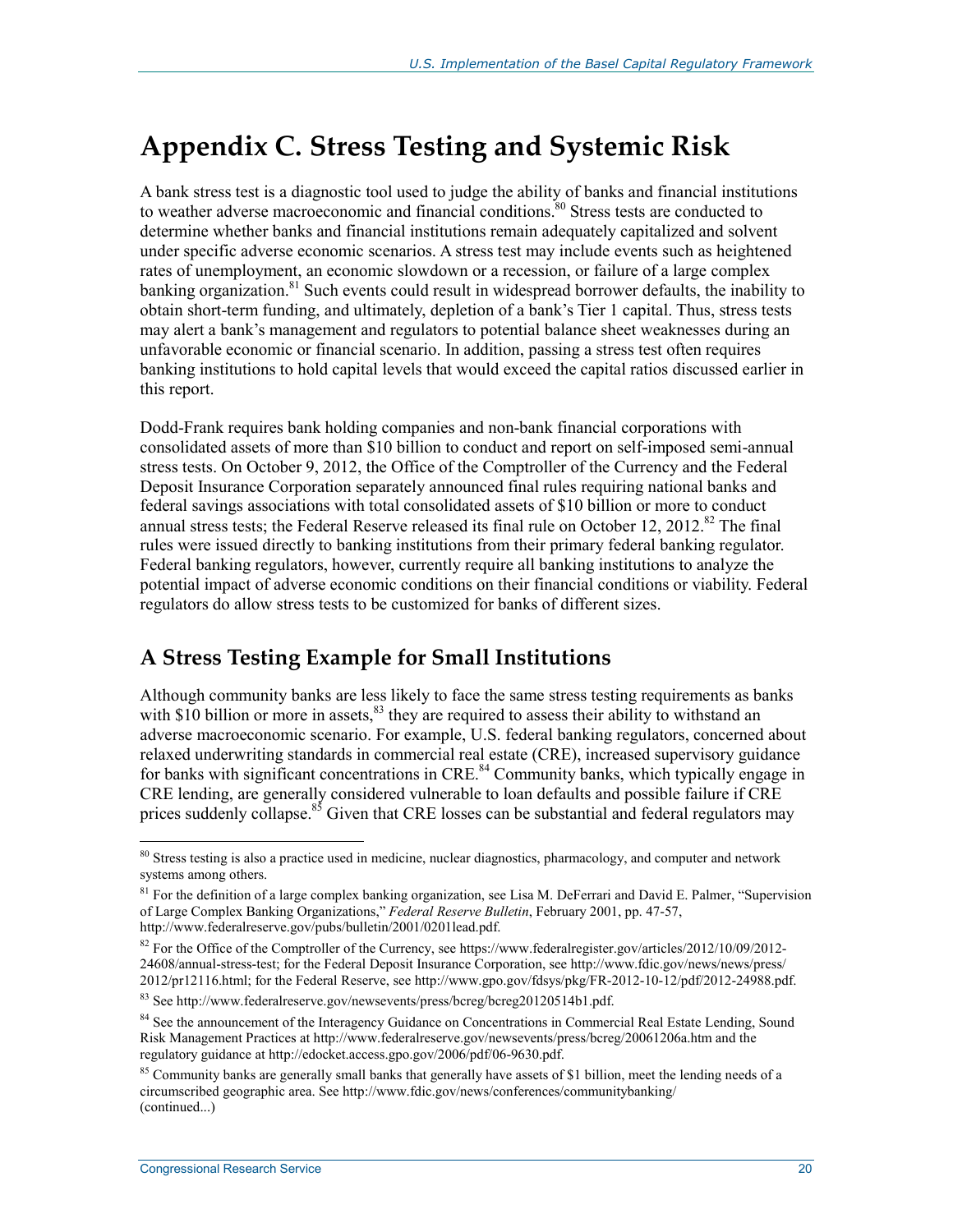# Appendix C. Stress Testing and Systemic Risk

A bank stress test is a diagnostic tool used to judge the ability of banks and financial institutions to weather adverse macroeconomic and financial conditions.[80] Stress tests are conducted to determine whether banks and financial institutions remain adequately capitalized and solvent under specific adverse economic scenarios. A stress test may include events such as heightened rates of unemployment, an economic slowdown or a recession, or failure of a large complex banking organization.[81] Such events could result in widespread borrower defaults, the inability to obtain short-term funding, and ultimately, depletion of a bank's Tier 1 capital. Thus, stress tests may alert a bank's management and regulators to potential balance sheet weaknesses during an unfavorable economic or financial scenario. In addition, passing a stress test often requires banking institutions to hold capital levels that would exceed the capital ratios discussed earlier in this report.

Dodd-Frank requires bank holding companies and non-bank financial corporations with consolidated assets of more than \$10 billion to conduct and report on self-imposed semi-annual stress tests. On October 9, 2012, the Office of the Comptroller of the Currency and the Federal Deposit Insurance Corporation separately announced final rules requiring national banks and federal savings associations with total consolidated assets of \$10 billion or more to conduct annual stress tests; the Federal Reserve released its final rule on October 12, 2012.[82] The final rules were issued directly to banking institutions from their primary federal banking regulator. Federal banking regulators, however, currently require all banking institutions to analyze the potential impact of adverse economic conditions on their financial conditions or viability. Federal regulators do allow stress tests to be customized for banks of different sizes.

## A Stress Testing Example for Small Institutions

Although community banks are less likely to face the same stress testing requirements as banks with \$10 billion or more in assets,[83] they are required to assess their ability to withstand an adverse macroeconomic scenario. For example, U.S. federal banking regulators, concerned about relaxed underwriting standards in commercial real estate (CRE), increased supervisory guidance for banks with significant concentrations in CRE.[84] Community banks, which typically engage in CRE lending, are generally considered vulnerable to loan defaults and possible failure if CRE prices suddenly collapse.[85] Given that CRE losses can be substantial and federal regulators may

---

[80] Stress testing is also a practice used in medicine, nuclear diagnostics, pharmacology, and computer and network systems among others.

[81] For the definition of a large complex banking organization, see Lisa M. DeFerrari and David E. Palmer, "Supervision of Large Complex Banking Organizations," *Federal Reserve Bulletin*, February 2001, pp. 47-57, http://www.federalreserve.gov/pubs/bulletin/2001/0201lead.pdf.

[82] For the Office of the Comptroller of the Currency, see https://www.federalregister.gov/articles/2012/10/09/2012-24608/annual-stress-test; for the Federal Deposit Insurance Corporation, see http://www.fdic.gov/news/news/press/2012/pr12116.html; for the Federal Reserve, see http://www.gpo.gov/fdsys/pkg/FR-2012-10-12/pdf/2012-24988.pdf.

[83] See http://www.federalreserve.gov/newsevents/press/bcreg/bcreg20120514b1.pdf.

[84] See the announcement of the Interagency Guidance on Concentrations in Commercial Real Estate Lending, Sound Risk Management Practices at http://www.federalreserve.gov/newsevents/press/bcreg/20061206a.htm and the regulatory guidance at http://edocket.access.gpo.gov/2006/pdf/06-9630.pdf.

[85] Community banks are generally small banks that generally have assets of \$1 billion, meet the lending needs of a circumscribed geographic area. See http://www.fdic.gov/news/conferences/communitybanking/ (continued...)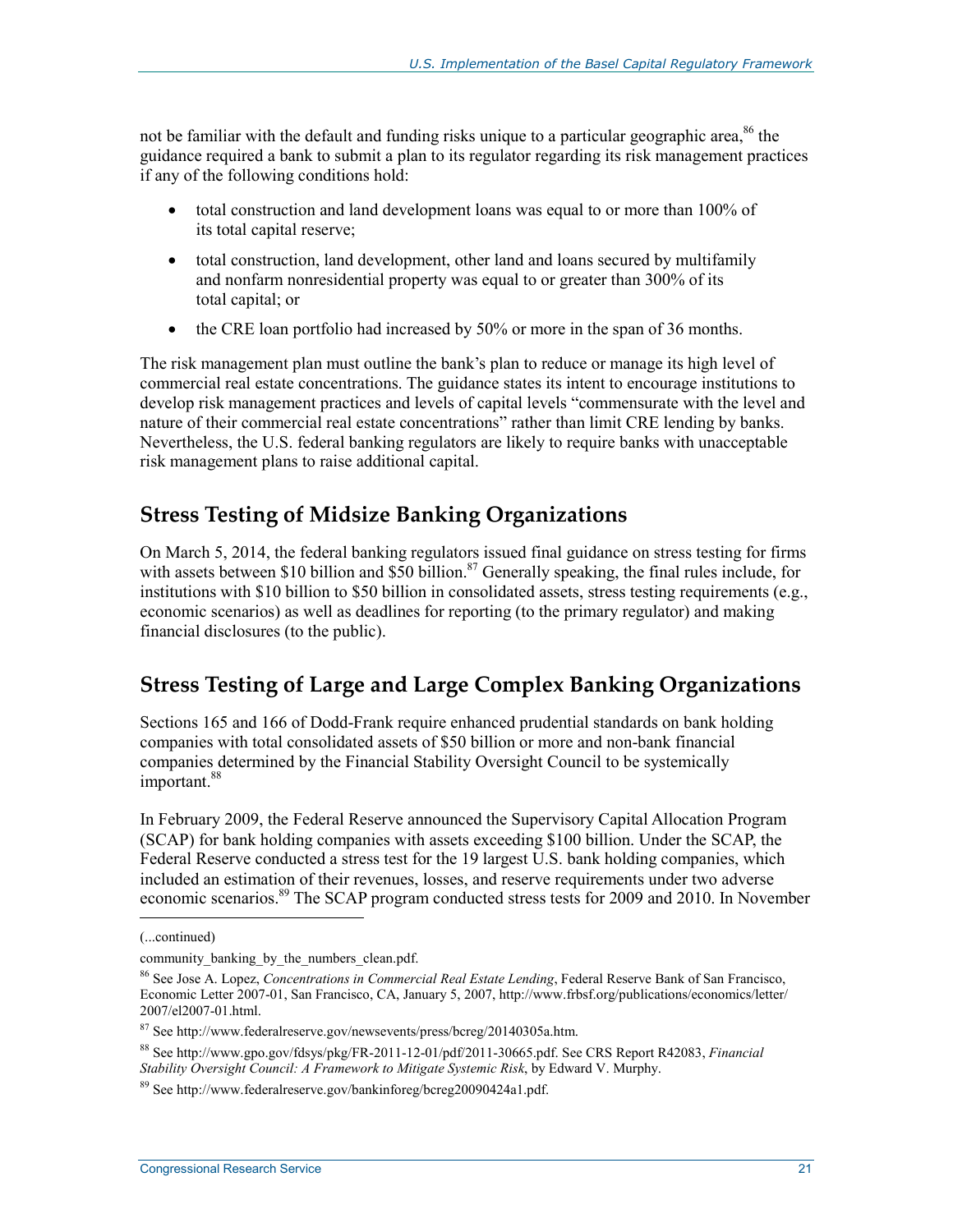not be familiar with the default and funding risks unique to a particular geographic area,[86] the guidance required a bank to submit a plan to its regulator regarding its risk management practices if any of the following conditions hold:

- total construction and land development loans was equal to or more than 100% of its total capital reserve;
- total construction, land development, other land and loans secured by multifamily and nonfarm nonresidential property was equal to or greater than 300% of its total capital; or
- the CRE loan portfolio had increased by 50% or more in the span of 36 months.

The risk management plan must outline the bank's plan to reduce or manage its high level of commercial real estate concentrations. The guidance states its intent to encourage institutions to develop risk management practices and levels of capital levels "commensurate with the level and nature of their commercial real estate concentrations" rather than limit CRE lending by banks. Nevertheless, the U.S. federal banking regulators are likely to require banks with unacceptable risk management plans to raise additional capital.

## Stress Testing of Midsize Banking Organizations

On March 5, 2014, the federal banking regulators issued final guidance on stress testing for firms with assets between \$10 billion and \$50 billion.[87] Generally speaking, the final rules include, for institutions with \$10 billion to \$50 billion in consolidated assets, stress testing requirements (e.g., economic scenarios) as well as deadlines for reporting (to the primary regulator) and making financial disclosures (to the public).

## Stress Testing of Large and Large Complex Banking Organizations

Sections 165 and 166 of Dodd-Frank require enhanced prudential standards on bank holding companies with total consolidated assets of \$50 billion or more and non-bank financial companies determined by the Financial Stability Oversight Council to be systemically important.[88]

In February 2009, the Federal Reserve announced the Supervisory Capital Allocation Program (SCAP) for bank holding companies with assets exceeding \$100 billion. Under the SCAP, the Federal Reserve conducted a stress test for the 19 largest U.S. bank holding companies, which included an estimation of their revenues, losses, and reserve requirements under two adverse economic scenarios.[89] The SCAP program conducted stress tests for 2009 and 2010. In November

---

(...continued)

community_banking_by_the_numbers_clean.pdf.

[86] See Jose A. Lopez, *Concentrations in Commercial Real Estate Lending*, Federal Reserve Bank of San Francisco, Economic Letter 2007-01, San Francisco, CA, January 5, 2007, http://www.frbsf.org/publications/economics/letter/2007/el2007-01.html.

[87] See http://www.federalreserve.gov/newsevents/press/bcreg/20140305a.htm.

[88] See http://www.gpo.gov/fdsys/pkg/FR-2011-12-01/pdf/2011-30665.pdf. See CRS Report R42083, *Financial Stability Oversight Council: A Framework to Mitigate Systemic Risk*, by Edward V. Murphy.

[89] See http://www.federalreserve.gov/bankinforeg/bcreg20090424a1.pdf.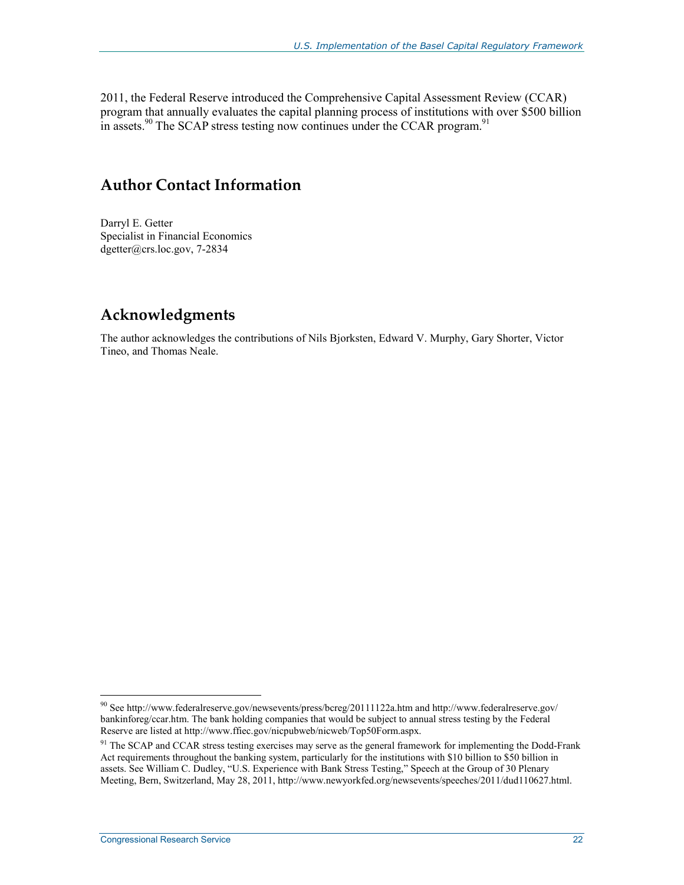2011, the Federal Reserve introduced the Comprehensive Capital Assessment Review (CCAR) program that annually evaluates the capital planning process of institutions with over $500 billion in assets.[90] The SCAP stress testing now continues under the CCAR program.[91]

## Author Contact Information

Darryl E. Getter
Specialist in Financial Economics
dgetter@crs.loc.gov, 7-2834

## Acknowledgments

The author acknowledges the contributions of Nils Bjorksten, Edward V. Murphy, Gary Shorter, Victor Tineo, and Thomas Neale.

---

[90] See http://www.federalreserve.gov/newsevents/press/bcreg/20111122a.htm and http://www.federalreserve.gov/bankinforeg/ccar.htm. The bank holding companies that would be subject to annual stress testing by the Federal Reserve are listed at http://www.ffiec.gov/nicpubweb/nicweb/Top50Form.aspx.

[91] The SCAP and CCAR stress testing exercises may serve as the general framework for implementing the Dodd-Frank Act requirements throughout the banking system, particularly for the institutions with $10 billion to $50 billion in assets. See William C. Dudley, "U.S. Experience with Bank Stress Testing," Speech at the Group of 30 Plenary Meeting, Bern, Switzerland, May 28, 2011, http://www.newyorkfed.org/newsevents/speeches/2011/dud110627.html.